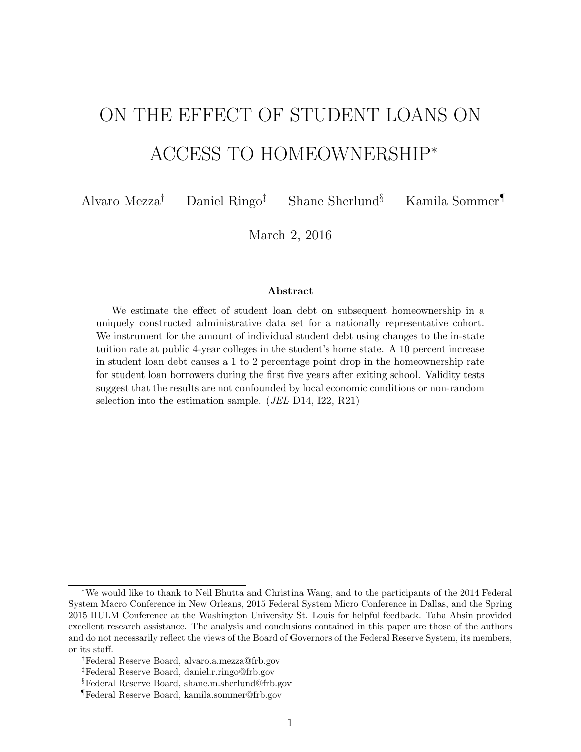# ON THE EFFECT OF STUDENT LOANS ON ACCESS TO HOMEOWNERSHIP[*]

Alvaro Mezza[†] Daniel Ringo[‡] Shane Sherlund[§] Kamila Sommer[¶]

March 2, 2016

### Abstract

We estimate the effect of student loan debt on subsequent homeownership in a uniquely constructed administrative data set for a nationally representative cohort. We instrument for the amount of individual student debt using changes to the in-state tuition rate at public 4-year colleges in the student's home state. A 10 percent increase in student loan debt causes a 1 to 2 percentage point drop in the homeownership rate for student loan borrowers during the first five years after exiting school. Validity tests suggest that the results are not confounded by local economic conditions or non-random selection into the estimation sample. (*JEL* D14, I22, R21)

---

[*] We would like to thank to Neil Bhutta and Christina Wang, and to the participants of the 2014 Federal System Macro Conference in New Orleans, 2015 Federal System Micro Conference in Dallas, and the Spring 2015 HULM Conference at the Washington University St. Louis for helpful feedback. Taha Ahsin provided excellent research assistance. The analysis and conclusions contained in this paper are those of the authors and do not necessarily reflect the views of the Board of Governors of the Federal Reserve System, its members, or its staff.

[†] Federal Reserve Board, alvaro.a.mezza@frb.gov

[‡] Federal Reserve Board, daniel.r.ringo@frb.gov

[§] Federal Reserve Board, shane.m.sherlund@frb.gov

[¶] Federal Reserve Board, kamila.sommer@frb.gov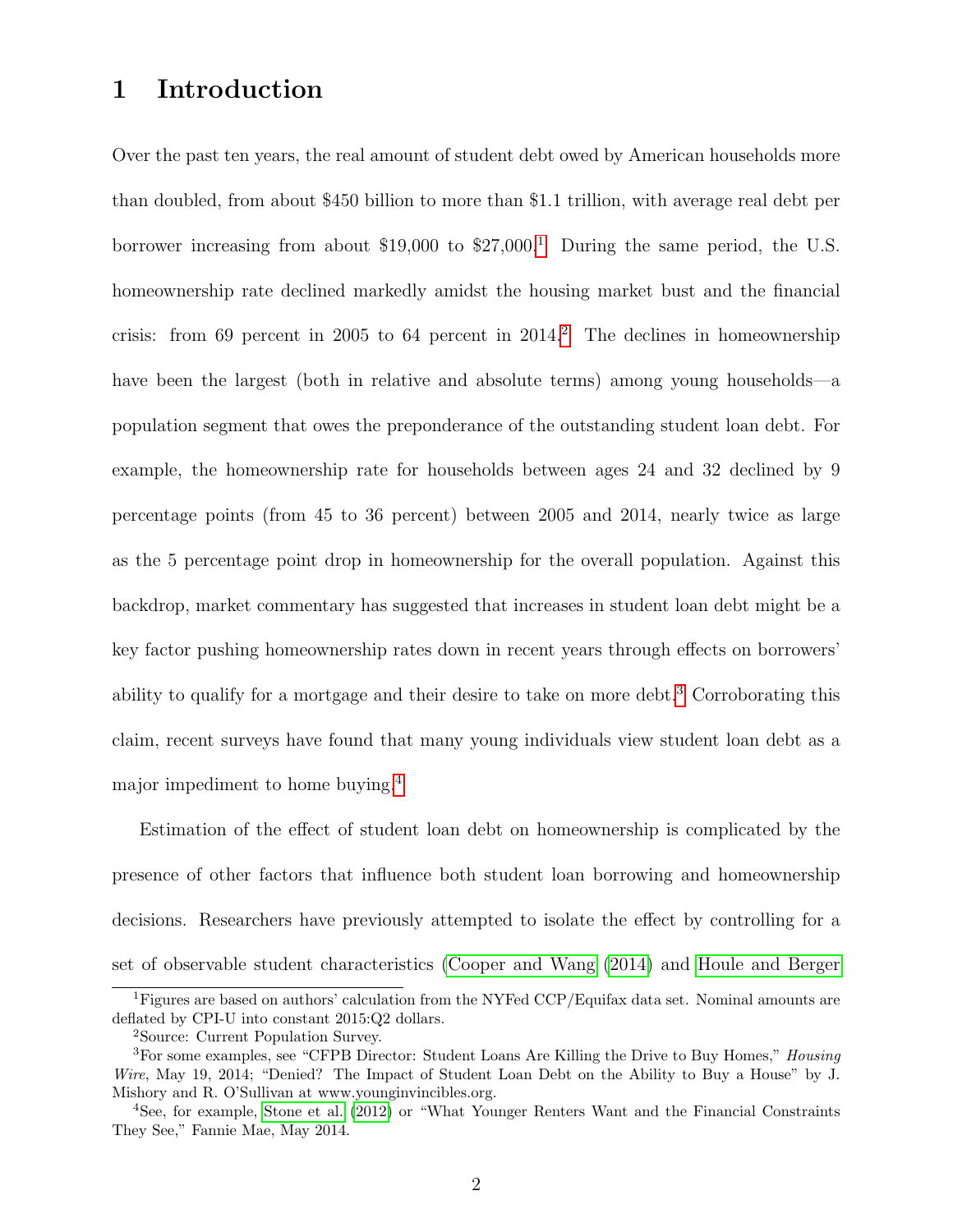# 1 Introduction

Over the past ten years, the real amount of student debt owed by American households more than doubled, from about \$450 billion to more than \$1.1 trillion, with average real debt per borrower increasing from about \$19,000 to \$27,000.[1] During the same period, the U.S. homeownership rate declined markedly amidst the housing market bust and the financial crisis: from 69 percent in 2005 to 64 percent in 2014.[2] The declines in homeownership have been the largest (both in relative and absolute terms) among young households—a population segment that owes the preponderance of the outstanding student loan debt. For example, the homeownership rate for households between ages 24 and 32 declined by 9 percentage points (from 45 to 36 percent) between 2005 and 2014, nearly twice as large as the 5 percentage point drop in homeownership for the overall population. Against this backdrop, market commentary has suggested that increases in student loan debt might be a key factor pushing homeownership rates down in recent years through effects on borrowers' ability to qualify for a mortgage and their desire to take on more debt.[3] Corroborating this claim, recent surveys have found that many young individuals view student loan debt as a major impediment to home buying.[4]

Estimation of the effect of student loan debt on homeownership is complicated by the presence of other factors that influence both student loan borrowing and homeownership decisions. Researchers have previously attempted to isolate the effect by controlling for a set of observable student characteristics (Cooper and Wang (2014) and Houle and Berger

---

[1] Figures are based on authors' calculation from the NYFed CCP/Equifax data set. Nominal amounts are deflated by CPI-U into constant 2015:Q2 dollars.

[2] Source: Current Population Survey.

[3] For some examples, see "CFPB Director: Student Loans Are Killing the Drive to Buy Homes," *Housing Wire*, May 19, 2014; "Denied? The Impact of Student Loan Debt on the Ability to Buy a House" by J. Mishory and R. O'Sullivan at www.younginvincibles.org.

[4] See, for example, Stone et al. (2012) or "What Younger Renters Want and the Financial Constraints They See," Fannie Mae, May 2014.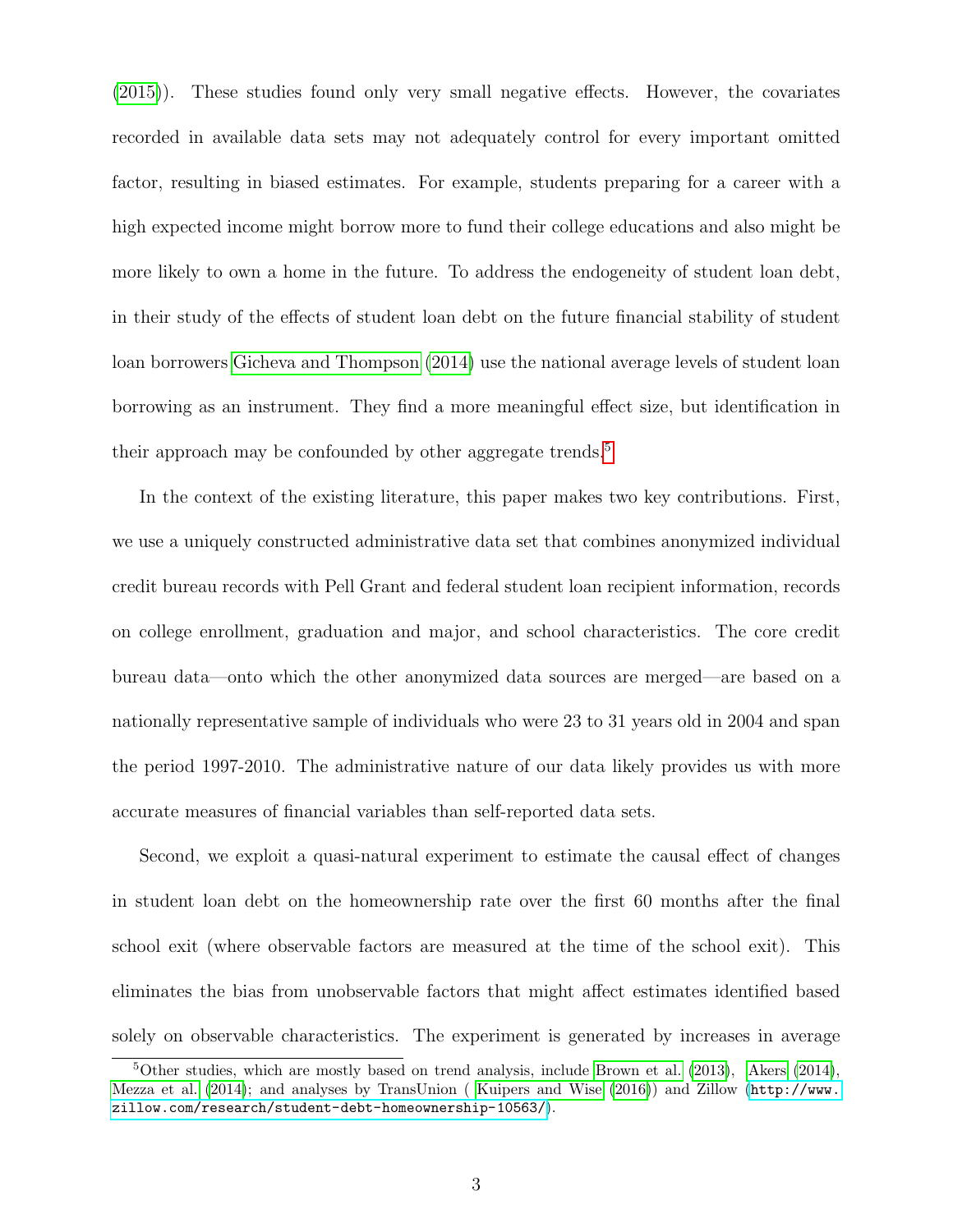(2015)). These studies found only very small negative effects. However, the covariates recorded in available data sets may not adequately control for every important omitted factor, resulting in biased estimates. For example, students preparing for a career with a high expected income might borrow more to fund their college educations and also might be more likely to own a home in the future. To address the endogeneity of student loan debt, in their study of the effects of student loan debt on the future financial stability of student loan borrowers Gicheva and Thompson (2014) use the national average levels of student loan borrowing as an instrument. They find a more meaningful effect size, but identification in their approach may be confounded by other aggregate trends.[5]

In the context of the existing literature, this paper makes two key contributions. First, we use a uniquely constructed administrative data set that combines anonymized individual credit bureau records with Pell Grant and federal student loan recipient information, records on college enrollment, graduation and major, and school characteristics. The core credit bureau data—onto which the other anonymized data sources are merged—are based on a nationally representative sample of individuals who were 23 to 31 years old in 2004 and span the period 1997-2010. The administrative nature of our data likely provides us with more accurate measures of financial variables than self-reported data sets.

Second, we exploit a quasi-natural experiment to estimate the causal effect of changes in student loan debt on the homeownership rate over the first 60 months after the final school exit (where observable factors are measured at the time of the school exit). This eliminates the bias from unobservable factors that might affect estimates identified based solely on observable characteristics. The experiment is generated by increases in average

[5] Other studies, which are mostly based on trend analysis, include Brown et al. (2013), Akers (2014), Mezza et al. (2014); and analyses by TransUnion ( Kuipers and Wise (2016)) and Zillow (http://www.zillow.com/research/student-debt-homeownership-10563/).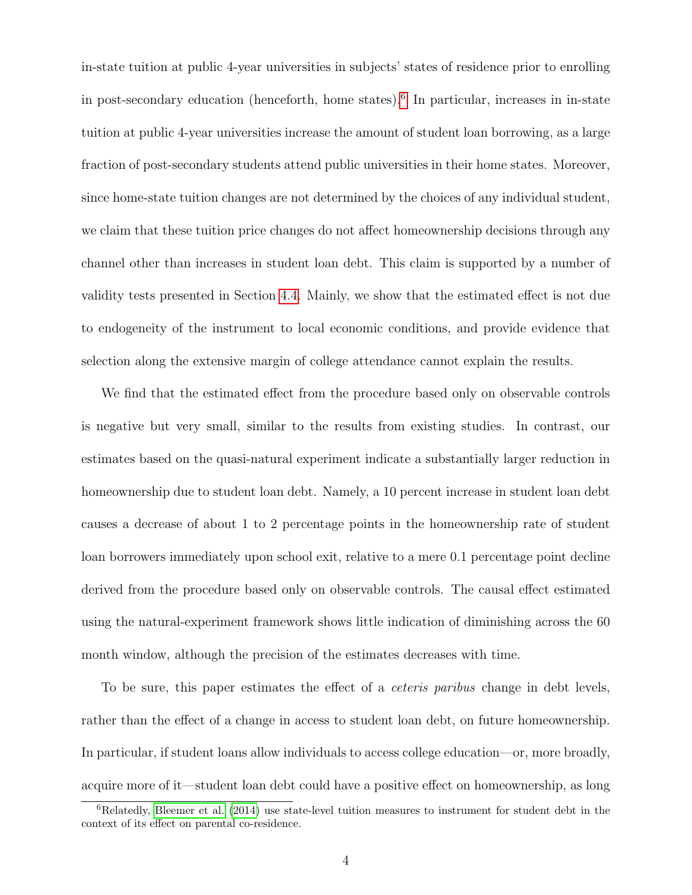in-state tuition at public 4-year universities in subjects' states of residence prior to enrolling in post-secondary education (henceforth, home states).[6] In particular, increases in in-state tuition at public 4-year universities increase the amount of student loan borrowing, as a large fraction of post-secondary students attend public universities in their home states. Moreover, since home-state tuition changes are not determined by the choices of any individual student, we claim that these tuition price changes do not affect homeownership decisions through any channel other than increases in student loan debt. This claim is supported by a number of validity tests presented in Section 4.4. Mainly, we show that the estimated effect is not due to endogeneity of the instrument to local economic conditions, and provide evidence that selection along the extensive margin of college attendance cannot explain the results.

We find that the estimated effect from the procedure based only on observable controls is negative but very small, similar to the results from existing studies. In contrast, our estimates based on the quasi-natural experiment indicate a substantially larger reduction in homeownership due to student loan debt. Namely, a 10 percent increase in student loan debt causes a decrease of about 1 to 2 percentage points in the homeownership rate of student loan borrowers immediately upon school exit, relative to a mere 0.1 percentage point decline derived from the procedure based only on observable controls. The causal effect estimated using the natural-experiment framework shows little indication of diminishing across the 60 month window, although the precision of the estimates decreases with time.

To be sure, this paper estimates the effect of a *ceteris paribus* change in debt levels, rather than the effect of a change in access to student loan debt, on future homeownership. In particular, if student loans allow individuals to access college education—or, more broadly, acquire more of it—student loan debt could have a positive effect on homeownership, as long

[6] Relatedly, Bleemer et al. (2014) use state-level tuition measures to instrument for student debt in the context of its effect on parental co-residence.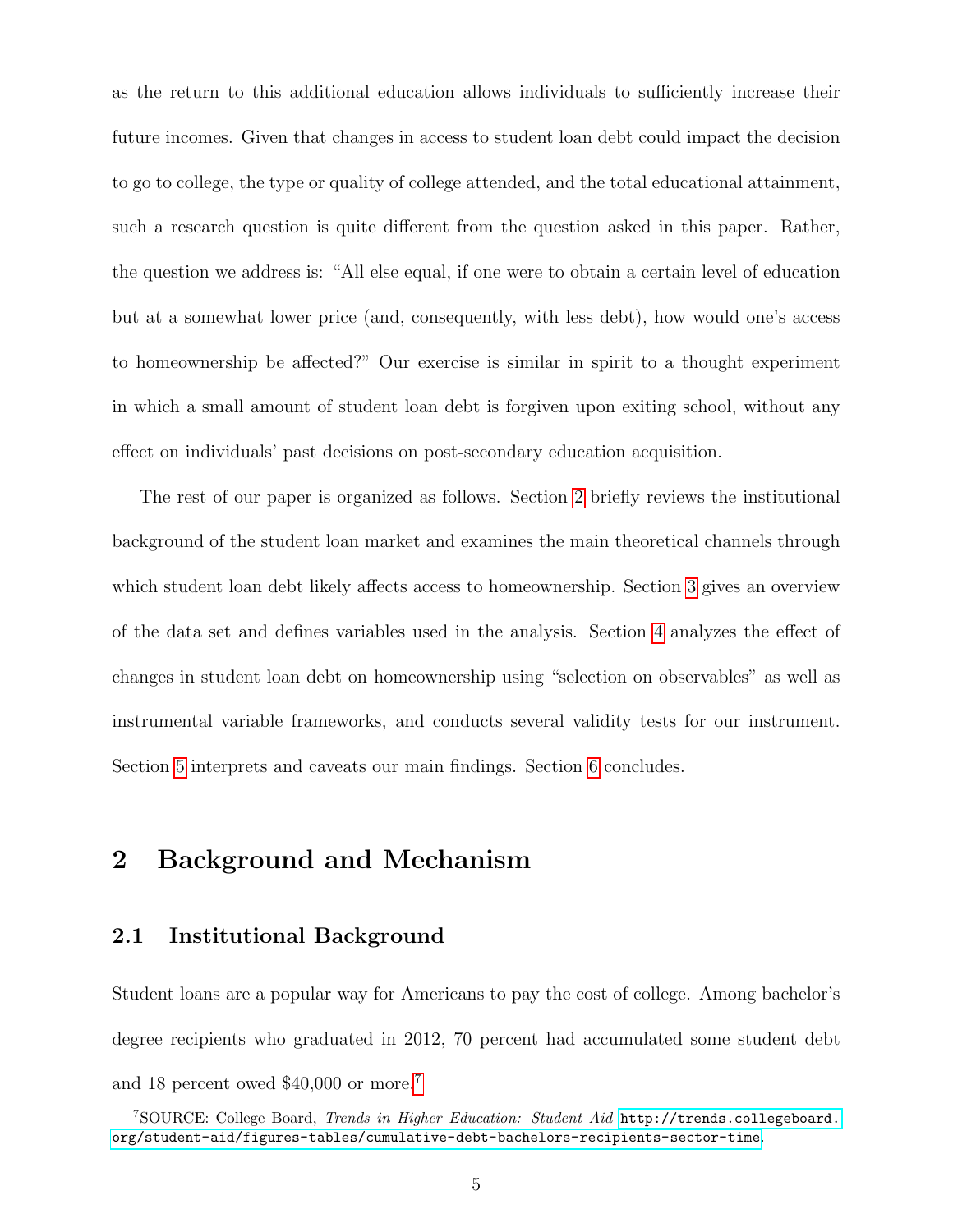as the return to this additional education allows individuals to sufficiently increase their future incomes. Given that changes in access to student loan debt could impact the decision to go to college, the type or quality of college attended, and the total educational attainment, such a research question is quite different from the question asked in this paper. Rather, the question we address is: "All else equal, if one were to obtain a certain level of education but at a somewhat lower price (and, consequently, with less debt), how would one's access to homeownership be affected?" Our exercise is similar in spirit to a thought experiment in which a small amount of student loan debt is forgiven upon exiting school, without any effect on individuals' past decisions on post-secondary education acquisition.

The rest of our paper is organized as follows. Section 2 briefly reviews the institutional background of the student loan market and examines the main theoretical channels through which student loan debt likely affects access to homeownership. Section 3 gives an overview of the data set and defines variables used in the analysis. Section 4 analyzes the effect of changes in student loan debt on homeownership using "selection on observables" as well as instrumental variable frameworks, and conducts several validity tests for our instrument. Section 5 interprets and caveats our main findings. Section 6 concludes.

## 2 Background and Mechanism

### 2.1 Institutional Background

Student loans are a popular way for Americans to pay the cost of college. Among bachelor's degree recipients who graduated in 2012, 70 percent had accumulated some student debt and 18 percent owed $40,000 or more.[7]

[7] SOURCE: College Board, *Trends in Higher Education: Student Aid* http://trends.collegeboard.org/student-aid/figures-tables/cumulative-debt-bachelors-recipients-sector-time.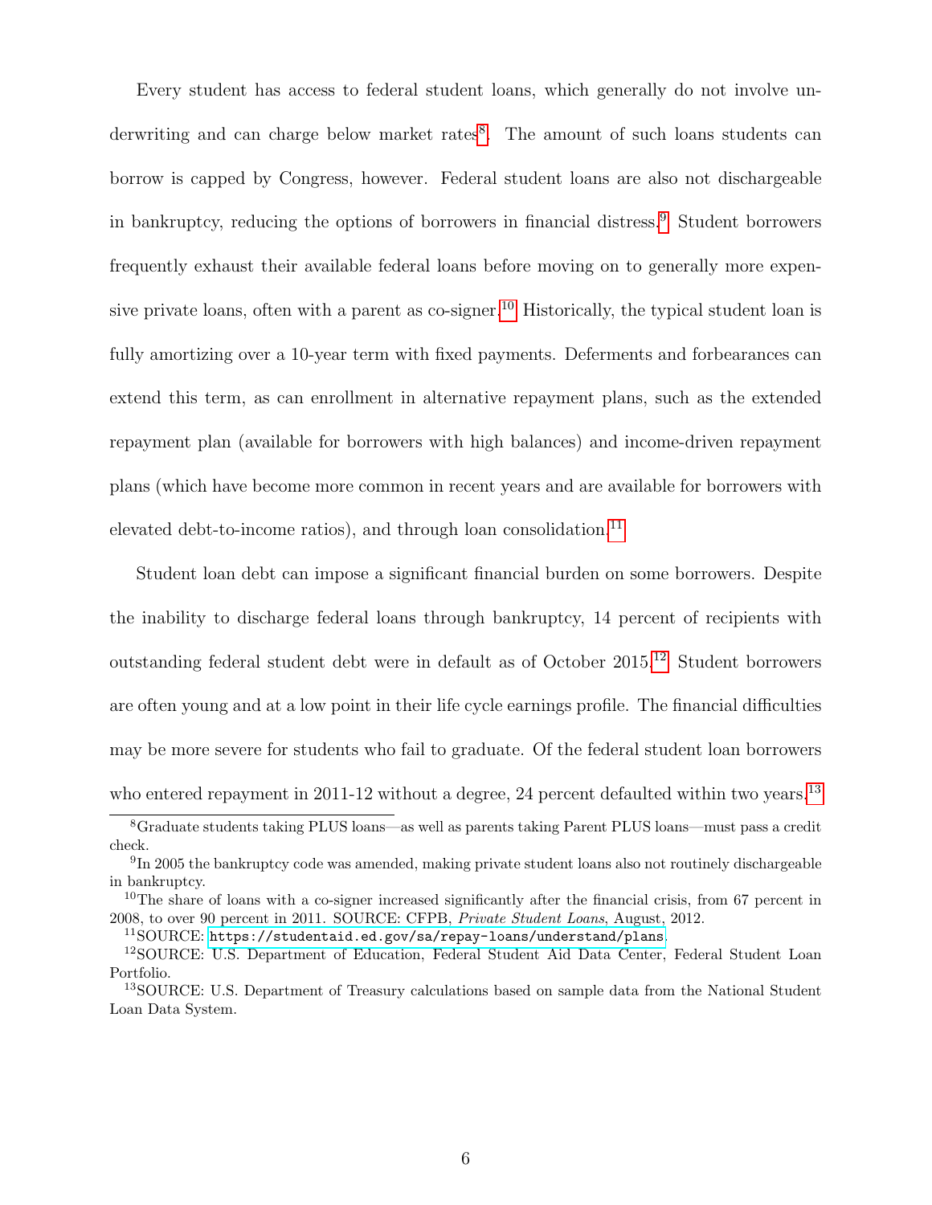Every student has access to federal student loans, which generally do not involve underwriting and can charge below market rates[8]. The amount of such loans students can borrow is capped by Congress, however. Federal student loans are also not dischargeable in bankruptcy, reducing the options of borrowers in financial distress.[9] Student borrowers frequently exhaust their available federal loans before moving on to generally more expensive private loans, often with a parent as co-signer.[10] Historically, the typical student loan is fully amortizing over a 10-year term with fixed payments. Deferments and forbearances can extend this term, as can enrollment in alternative repayment plans, such as the extended repayment plan (available for borrowers with high balances) and income-driven repayment plans (which have become more common in recent years and are available for borrowers with elevated debt-to-income ratios), and through loan consolidation.[11]

Student loan debt can impose a significant financial burden on some borrowers. Despite the inability to discharge federal loans through bankruptcy, 14 percent of recipients with outstanding federal student debt were in default as of October 2015.[12] Student borrowers are often young and at a low point in their life cycle earnings profile. The financial difficulties may be more severe for students who fail to graduate. Of the federal student loan borrowers who entered repayment in 2011-12 without a degree, 24 percent defaulted within two years.[13]

[8] Graduate students taking PLUS loans—as well as parents taking Parent PLUS loans—must pass a credit check.

[9] In 2005 the bankruptcy code was amended, making private student loans also not routinely dischargeable in bankruptcy.

[10] The share of loans with a co-signer increased significantly after the financial crisis, from 67 percent in 2008, to over 90 percent in 2011. SOURCE: CFPB, *Private Student Loans*, August, 2012.

[11] SOURCE: https://studentaid.ed.gov/sa/repay-loans/understand/plans.

[12] SOURCE: U.S. Department of Education, Federal Student Aid Data Center, Federal Student Loan Portfolio.

[13] SOURCE: U.S. Department of Treasury calculations based on sample data from the National Student Loan Data System.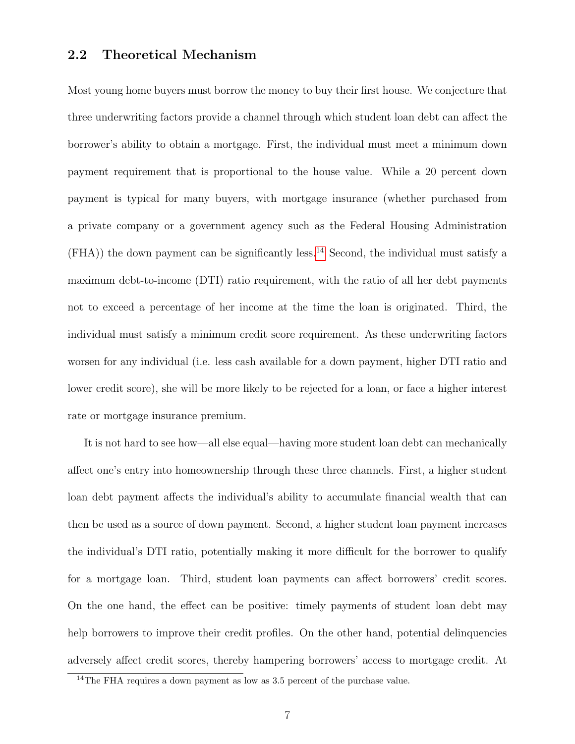## 2.2 Theoretical Mechanism

Most young home buyers must borrow the money to buy their first house. We conjecture that three underwriting factors provide a channel through which student loan debt can affect the borrower's ability to obtain a mortgage. First, the individual must meet a minimum down payment requirement that is proportional to the house value. While a 20 percent down payment is typical for many buyers, with mortgage insurance (whether purchased from a private company or a government agency such as the Federal Housing Administration (FHA)) the down payment can be significantly less.[14] Second, the individual must satisfy a maximum debt-to-income (DTI) ratio requirement, with the ratio of all her debt payments not to exceed a percentage of her income at the time the loan is originated. Third, the individual must satisfy a minimum credit score requirement. As these underwriting factors worsen for any individual (i.e. less cash available for a down payment, higher DTI ratio and lower credit score), she will be more likely to be rejected for a loan, or face a higher interest rate or mortgage insurance premium.

It is not hard to see how—all else equal—having more student loan debt can mechanically affect one's entry into homeownership through these three channels. First, a higher student loan debt payment affects the individual's ability to accumulate financial wealth that can then be used as a source of down payment. Second, a higher student loan payment increases the individual's DTI ratio, potentially making it more difficult for the borrower to qualify for a mortgage loan. Third, student loan payments can affect borrowers' credit scores. On the one hand, the effect can be positive: timely payments of student loan debt may help borrowers to improve their credit profiles. On the other hand, potential delinquencies adversely affect credit scores, thereby hampering borrowers' access to mortgage credit. At

[14] The FHA requires a down payment as low as 3.5 percent of the purchase value.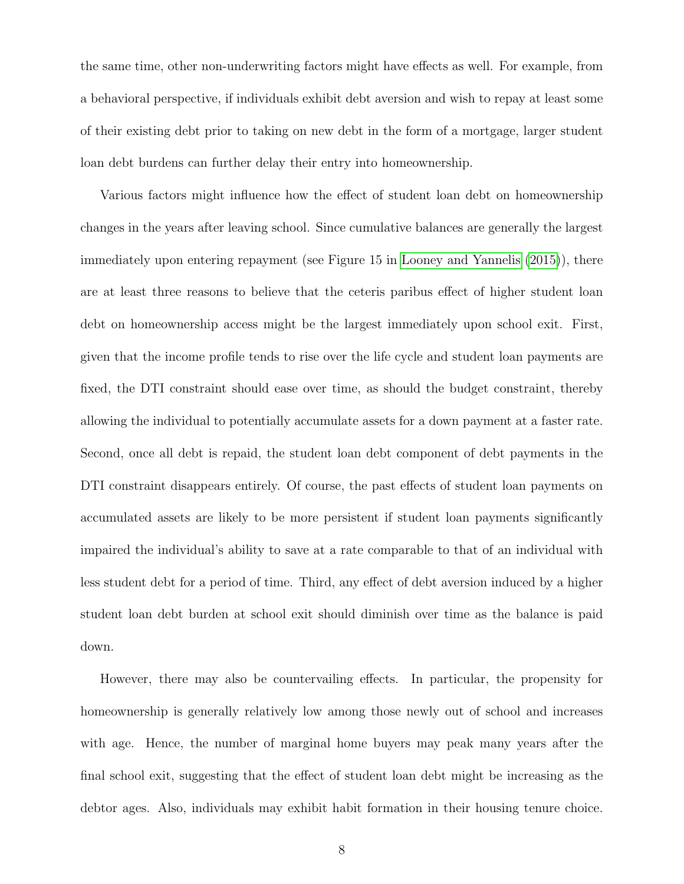the same time, other non-underwriting factors might have effects as well. For example, from a behavioral perspective, if individuals exhibit debt aversion and wish to repay at least some of their existing debt prior to taking on new debt in the form of a mortgage, larger student loan debt burdens can further delay their entry into homeownership.

Various factors might influence how the effect of student loan debt on homeownership changes in the years after leaving school. Since cumulative balances are generally the largest immediately upon entering repayment (see Figure 15 in Looney and Yannelis (2015)), there are at least three reasons to believe that the ceteris paribus effect of higher student loan debt on homeownership access might be the largest immediately upon school exit. First, given that the income profile tends to rise over the life cycle and student loan payments are fixed, the DTI constraint should ease over time, as should the budget constraint, thereby allowing the individual to potentially accumulate assets for a down payment at a faster rate. Second, once all debt is repaid, the student loan debt component of debt payments in the DTI constraint disappears entirely. Of course, the past effects of student loan payments on accumulated assets are likely to be more persistent if student loan payments significantly impaired the individual's ability to save at a rate comparable to that of an individual with less student debt for a period of time. Third, any effect of debt aversion induced by a higher student loan debt burden at school exit should diminish over time as the balance is paid down.

However, there may also be countervailing effects. In particular, the propensity for homeownership is generally relatively low among those newly out of school and increases with age. Hence, the number of marginal home buyers may peak many years after the final school exit, suggesting that the effect of student loan debt might be increasing as the debtor ages. Also, individuals may exhibit habit formation in their housing tenure choice.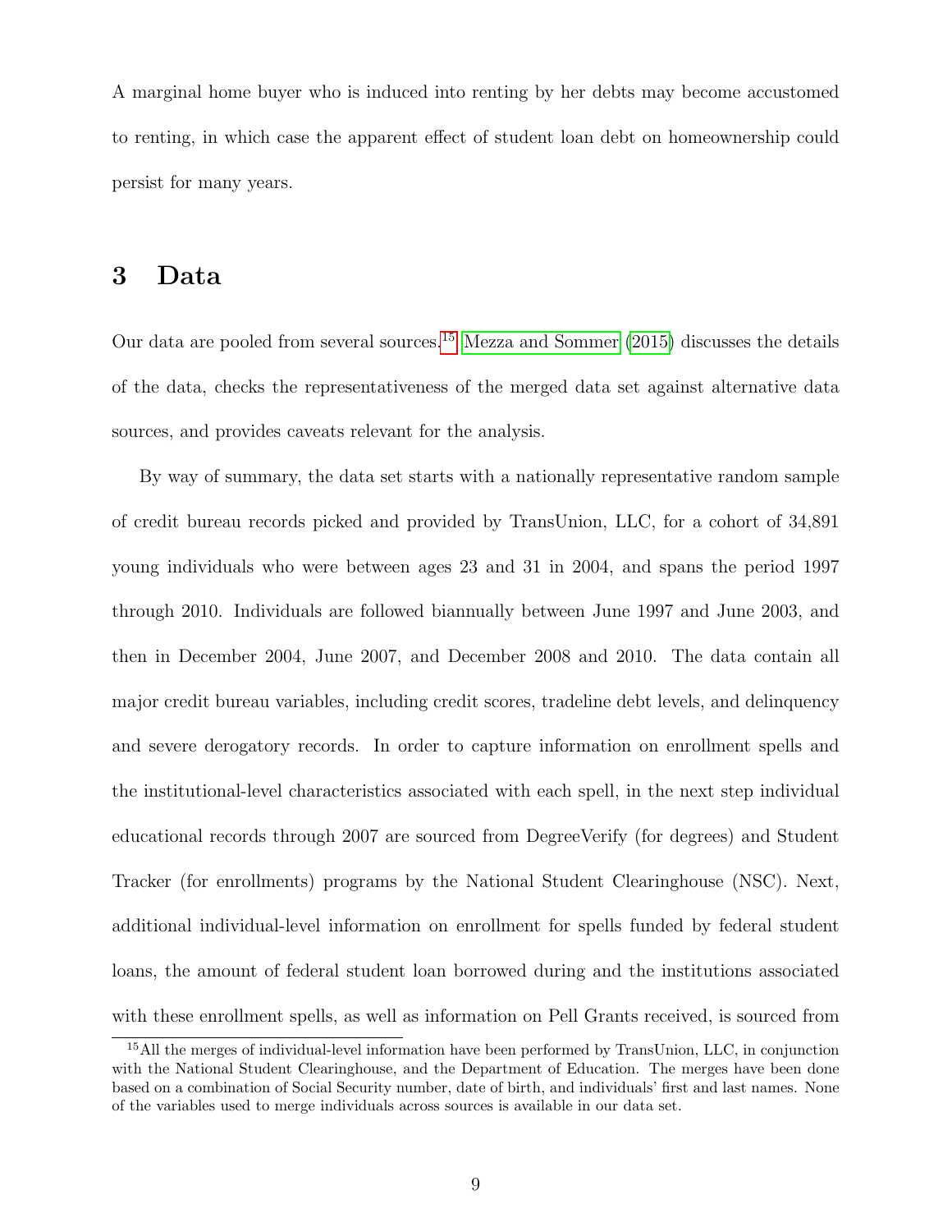A marginal home buyer who is induced into renting by her debts may become accustomed to renting, in which case the apparent effect of student loan debt on homeownership could persist for many years.

# 3 Data

Our data are pooled from several sources.[15] Mezza and Sommer (2015) discusses the details of the data, checks the representativeness of the merged data set against alternative data sources, and provides caveats relevant for the analysis.

By way of summary, the data set starts with a nationally representative random sample of credit bureau records picked and provided by TransUnion, LLC, for a cohort of 34,891 young individuals who were between ages 23 and 31 in 2004, and spans the period 1997 through 2010. Individuals are followed biannually between June 1997 and June 2003, and then in December 2004, June 2007, and December 2008 and 2010. The data contain all major credit bureau variables, including credit scores, tradeline debt levels, and delinquency and severe derogatory records. In order to capture information on enrollment spells and the institutional-level characteristics associated with each spell, in the next step individual educational records through 2007 are sourced from DegreeVerify (for degrees) and Student Tracker (for enrollments) programs by the National Student Clearinghouse (NSC). Next, additional individual-level information on enrollment for spells funded by federal student loans, the amount of federal student loan borrowed during and the institutions associated with these enrollment spells, as well as information on Pell Grants received, is sourced from

[15] All the merges of individual-level information have been performed by TransUnion, LLC, in conjunction with the National Student Clearinghouse, and the Department of Education. The merges have been done based on a combination of Social Security number, date of birth, and individuals' first and last names. None of the variables used to merge individuals across sources is available in our data set.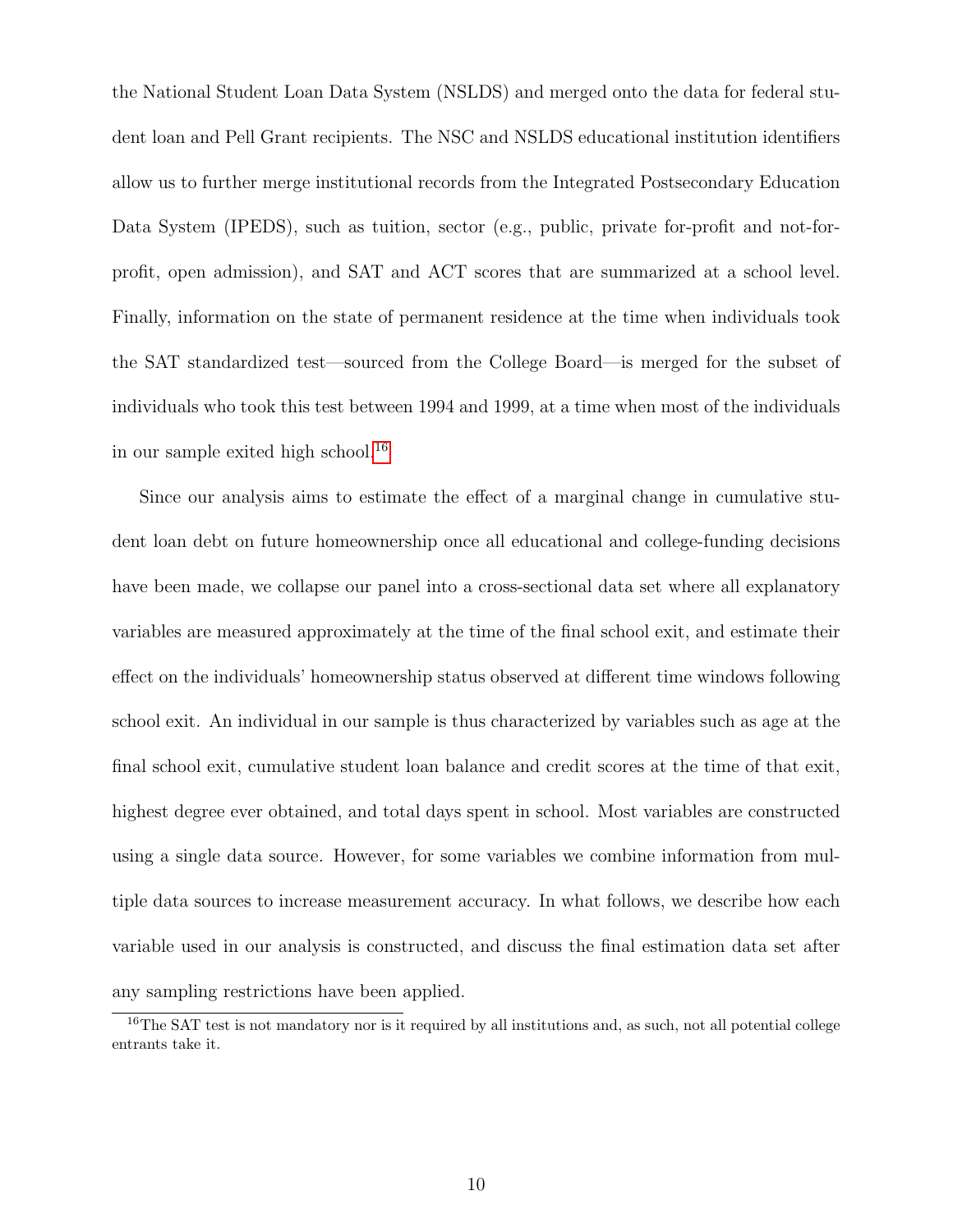the National Student Loan Data System (NSLDS) and merged onto the data for federal student loan and Pell Grant recipients. The NSC and NSLDS educational institution identifiers allow us to further merge institutional records from the Integrated Postsecondary Education Data System (IPEDS), such as tuition, sector (e.g., public, private for-profit and not-for-profit, open admission), and SAT and ACT scores that are summarized at a school level. Finally, information on the state of permanent residence at the time when individuals took the SAT standardized test—sourced from the College Board—is merged for the subset of individuals who took this test between 1994 and 1999, at a time when most of the individuals in our sample exited high school.[16]

Since our analysis aims to estimate the effect of a marginal change in cumulative student loan debt on future homeownership once all educational and college-funding decisions have been made, we collapse our panel into a cross-sectional data set where all explanatory variables are measured approximately at the time of the final school exit, and estimate their effect on the individuals' homeownership status observed at different time windows following school exit. An individual in our sample is thus characterized by variables such as age at the final school exit, cumulative student loan balance and credit scores at the time of that exit, highest degree ever obtained, and total days spent in school. Most variables are constructed using a single data source. However, for some variables we combine information from multiple data sources to increase measurement accuracy. In what follows, we describe how each variable used in our analysis is constructed, and discuss the final estimation data set after any sampling restrictions have been applied.

[16] The SAT test is not mandatory nor is it required by all institutions and, as such, not all potential college entrants take it.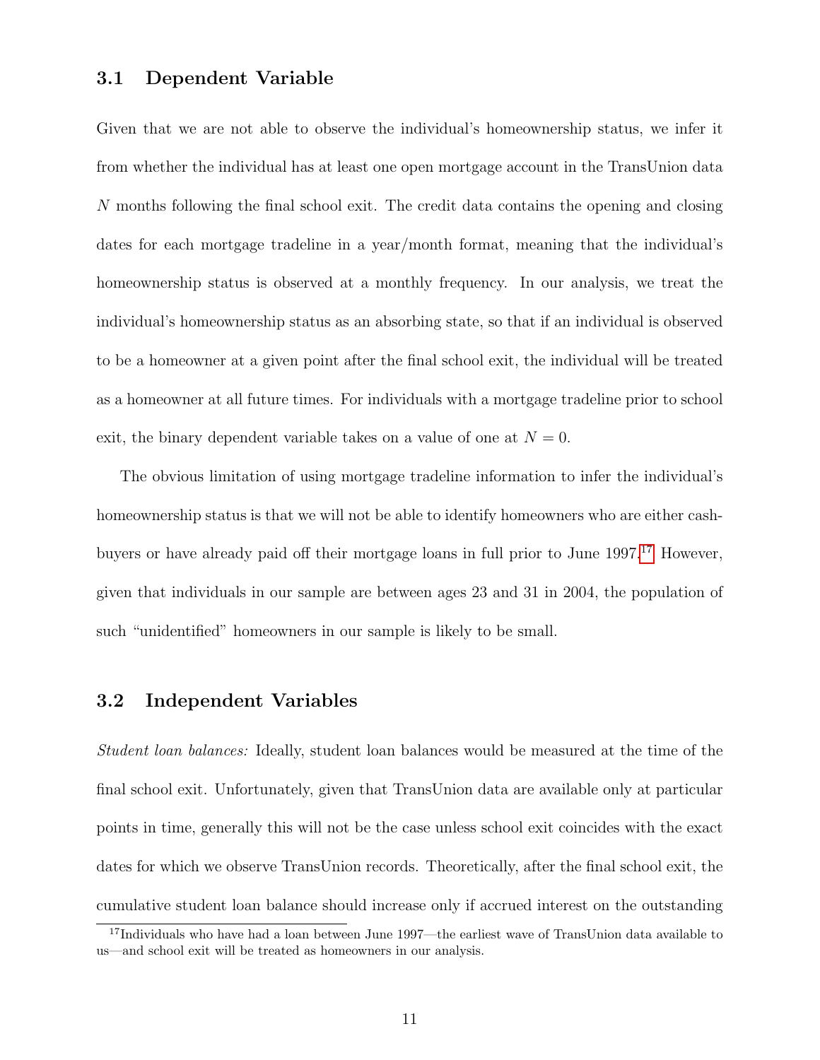### 3.1 Dependent Variable

Given that we are not able to observe the individual's homeownership status, we infer it from whether the individual has at least one open mortgage account in the TransUnion data $N$ months following the final school exit. The credit data contains the opening and closing dates for each mortgage tradeline in a year/month format, meaning that the individual's homeownership status is observed at a monthly frequency. In our analysis, we treat the individual's homeownership status as an absorbing state, so that if an individual is observed to be a homeowner at a given point after the final school exit, the individual will be treated as a homeowner at all future times. For individuals with a mortgage tradeline prior to school exit, the binary dependent variable takes on a value of one at $N = 0$.

The obvious limitation of using mortgage tradeline information to infer the individual's homeownership status is that we will not be able to identify homeowners who are either cash-buyers or have already paid off their mortgage loans in full prior to June 1997.[17] However, given that individuals in our sample are between ages 23 and 31 in 2004, the population of such "unidentified" homeowners in our sample is likely to be small.

### 3.2 Independent Variables

*Student loan balances:* Ideally, student loan balances would be measured at the time of the final school exit. Unfortunately, given that TransUnion data are available only at particular points in time, generally this will not be the case unless school exit coincides with the exact dates for which we observe TransUnion records. Theoretically, after the final school exit, the cumulative student loan balance should increase only if accrued interest on the outstanding

[17] Individuals who have had a loan between June 1997—the earliest wave of TransUnion data available to us—and school exit will be treated as homeowners in our analysis.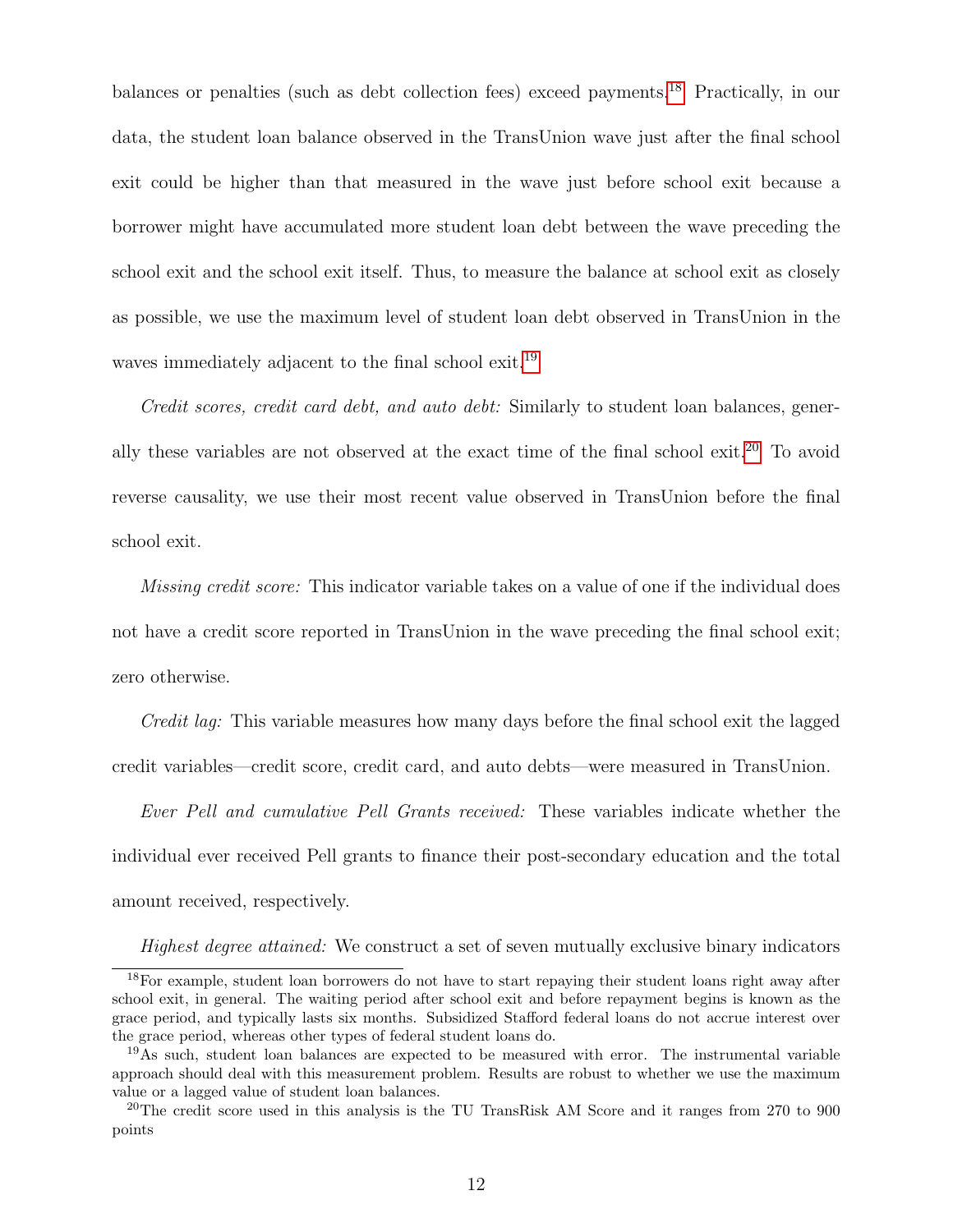balances or penalties (such as debt collection fees) exceed payments.[18] Practically, in our data, the student loan balance observed in the TransUnion wave just after the final school exit could be higher than that measured in the wave just before school exit because a borrower might have accumulated more student loan debt between the wave preceding the school exit and the school exit itself. Thus, to measure the balance at school exit as closely as possible, we use the maximum level of student loan debt observed in TransUnion in the waves immediately adjacent to the final school exit.[19]

*Credit scores, credit card debt, and auto debt:* Similarly to student loan balances, generally these variables are not observed at the exact time of the final school exit.[20] To avoid reverse causality, we use their most recent value observed in TransUnion before the final school exit.

*Missing credit score:* This indicator variable takes on a value of one if the individual does not have a credit score reported in TransUnion in the wave preceding the final school exit; zero otherwise.

*Credit lag:* This variable measures how many days before the final school exit the lagged credit variables—credit score, credit card, and auto debts—were measured in TransUnion.

*Ever Pell and cumulative Pell Grants received:* These variables indicate whether the individual ever received Pell grants to finance their post-secondary education and the total amount received, respectively.

*Highest degree attained:* We construct a set of seven mutually exclusive binary indicators

---

[18] For example, student loan borrowers do not have to start repaying their student loans right away after school exit, in general. The waiting period after school exit and before repayment begins is known as the grace period, and typically lasts six months. Subsidized Stafford federal loans do not accrue interest over the grace period, whereas other types of federal student loans do.

[19] As such, student loan balances are expected to be measured with error. The instrumental variable approach should deal with this measurement problem. Results are robust to whether we use the maximum value or a lagged value of student loan balances.

[20] The credit score used in this analysis is the TU TransRisk AM Score and it ranges from 270 to 900 points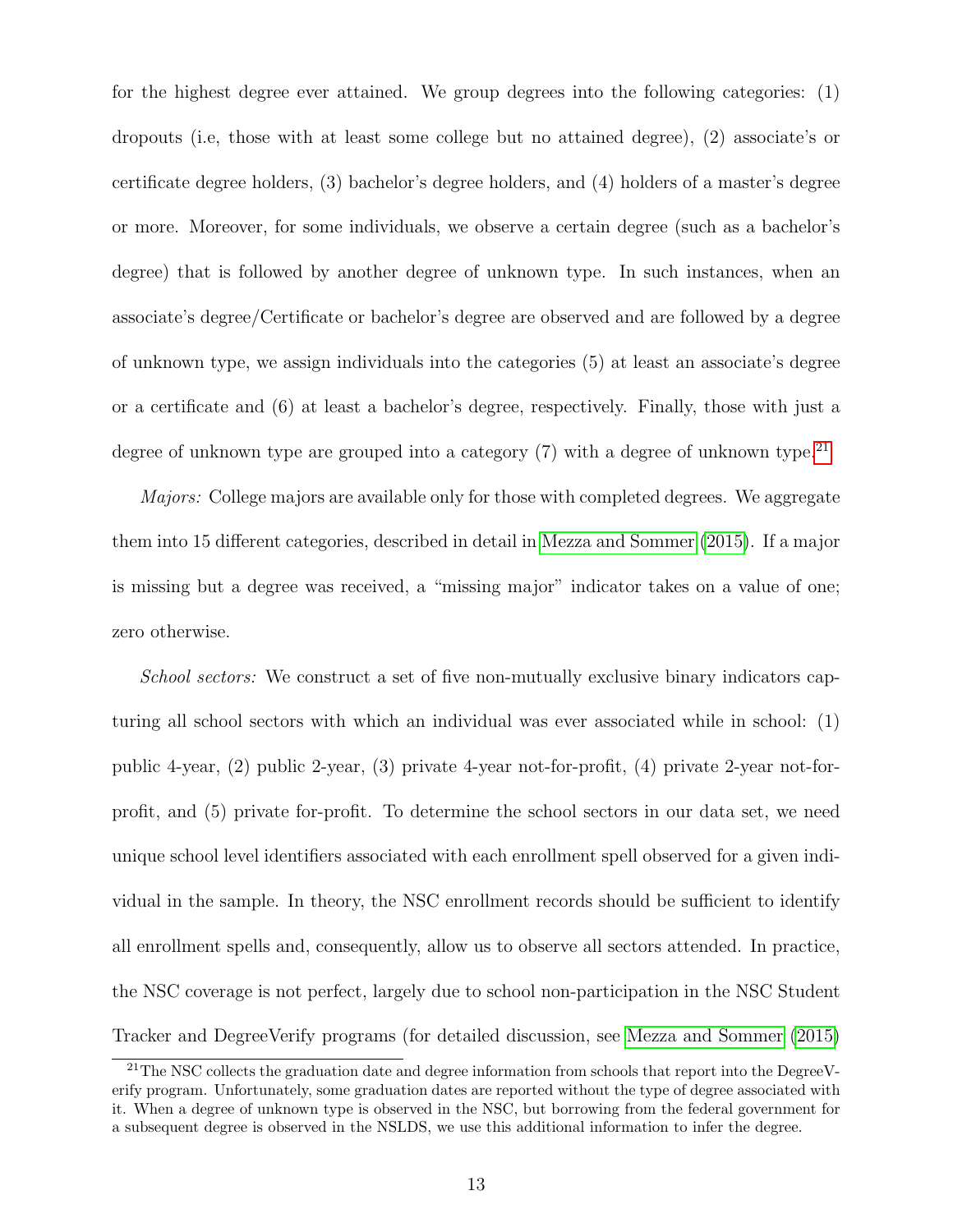for the highest degree ever attained. We group degrees into the following categories: (1) dropouts (i.e, those with at least some college but no attained degree), (2) associate's or certificate degree holders, (3) bachelor's degree holders, and (4) holders of a master's degree or more. Moreover, for some individuals, we observe a certain degree (such as a bachelor's degree) that is followed by another degree of unknown type. In such instances, when an associate's degree/Certificate or bachelor's degree are observed and are followed by a degree of unknown type, we assign individuals into the categories (5) at least an associate's degree or a certificate and (6) at least a bachelor's degree, respectively. Finally, those with just a degree of unknown type are grouped into a category (7) with a degree of unknown type.[21]

*Majors:* College majors are available only for those with completed degrees. We aggregate them into 15 different categories, described in detail in Mezza and Sommer (2015). If a major is missing but a degree was received, a "missing major" indicator takes on a value of one; zero otherwise.

*School sectors:* We construct a set of five non-mutually exclusive binary indicators capturing all school sectors with which an individual was ever associated while in school: (1) public 4-year, (2) public 2-year, (3) private 4-year not-for-profit, (4) private 2-year not-for-profit, and (5) private for-profit. To determine the school sectors in our data set, we need unique school level identifiers associated with each enrollment spell observed for a given individual in the sample. In theory, the NSC enrollment records should be sufficient to identify all enrollment spells and, consequently, allow us to observe all sectors attended. In practice, the NSC coverage is not perfect, largely due to school non-participation in the NSC Student Tracker and DegreeVerify programs (for detailed discussion, see Mezza and Sommer (2015)

[21] The NSC collects the graduation date and degree information from schools that report into the DegreeVerify program. Unfortunately, some graduation dates are reported without the type of degree associated with it. When a degree of unknown type is observed in the NSC, but borrowing from the federal government for a subsequent degree is observed in the NSLDS, we use this additional information to infer the degree.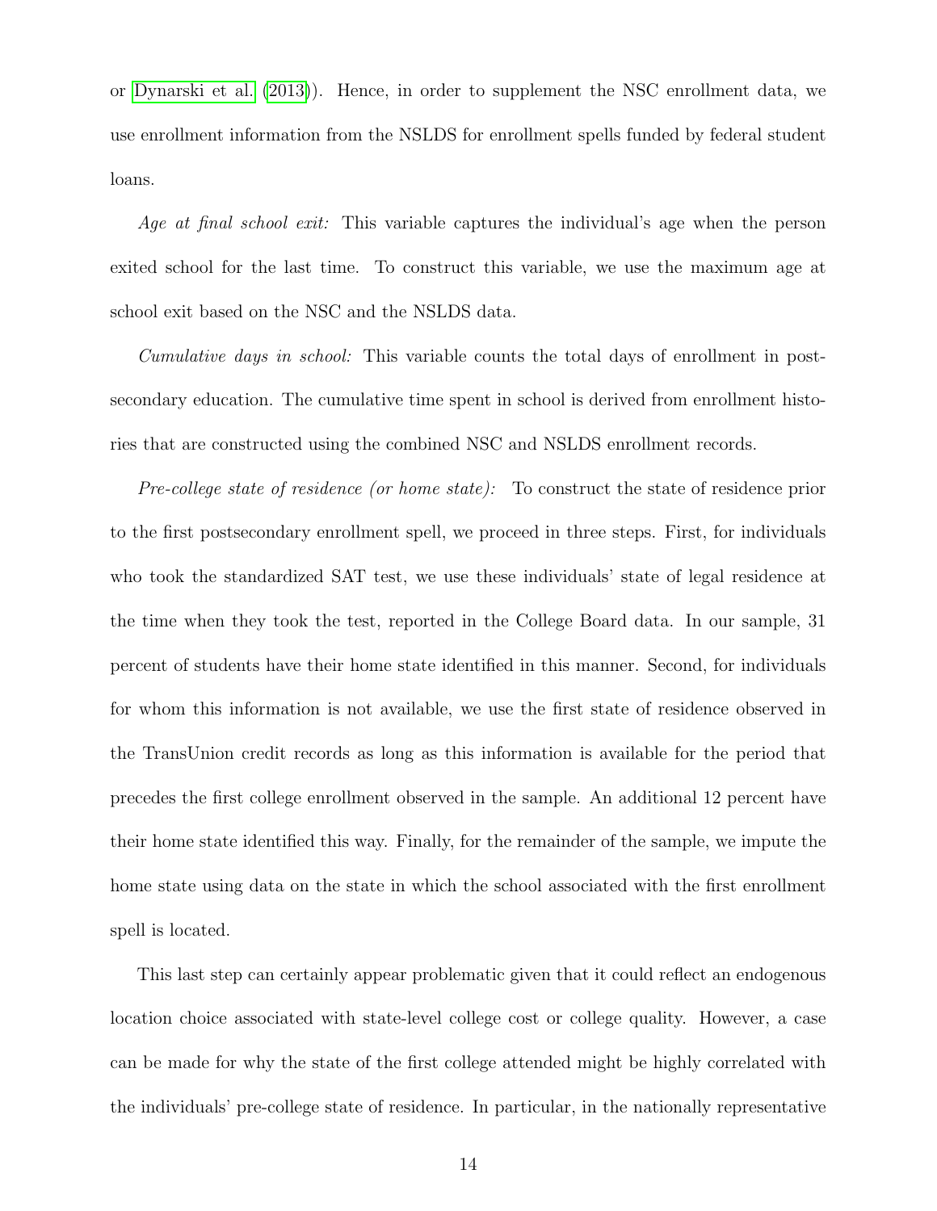or Dynarski et al. (2013)). Hence, in order to supplement the NSC enrollment data, we use enrollment information from the NSLDS for enrollment spells funded by federal student loans.

*Age at final school exit:* This variable captures the individual's age when the person exited school for the last time. To construct this variable, we use the maximum age at school exit based on the NSC and the NSLDS data.

*Cumulative days in school:* This variable counts the total days of enrollment in post-secondary education. The cumulative time spent in school is derived from enrollment histories that are constructed using the combined NSC and NSLDS enrollment records.

*Pre-college state of residence (or home state):* To construct the state of residence prior to the first postsecondary enrollment spell, we proceed in three steps. First, for individuals who took the standardized SAT test, we use these individuals' state of legal residence at the time when they took the test, reported in the College Board data. In our sample, 31 percent of students have their home state identified in this manner. Second, for individuals for whom this information is not available, we use the first state of residence observed in the TransUnion credit records as long as this information is available for the period that precedes the first college enrollment observed in the sample. An additional 12 percent have their home state identified this way. Finally, for the remainder of the sample, we impute the home state using data on the state in which the school associated with the first enrollment spell is located.

This last step can certainly appear problematic given that it could reflect an endogenous location choice associated with state-level college cost or college quality. However, a case can be made for why the state of the first college attended might be highly correlated with the individuals' pre-college state of residence. In particular, in the nationally representative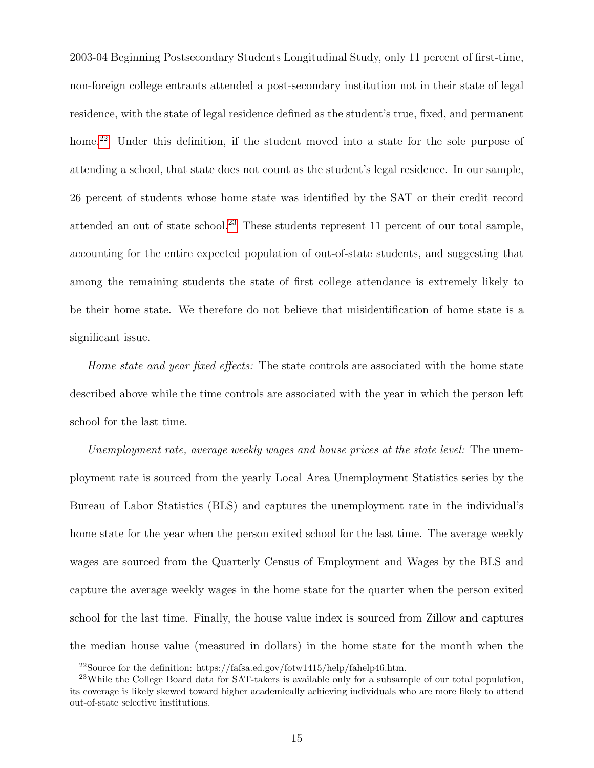2003-04 Beginning Postsecondary Students Longitudinal Study, only 11 percent of first-time, non-foreign college entrants attended a post-secondary institution not in their state of legal residence, with the state of legal residence defined as the student's true, fixed, and permanent home.[22] Under this definition, if the student moved into a state for the sole purpose of attending a school, that state does not count as the student's legal residence. In our sample, 26 percent of students whose home state was identified by the SAT or their credit record attended an out of state school.[23] These students represent 11 percent of our total sample, accounting for the entire expected population of out-of-state students, and suggesting that among the remaining students the state of first college attendance is extremely likely to be their home state. We therefore do not believe that misidentification of home state is a significant issue.

*Home state and year fixed effects:* The state controls are associated with the home state described above while the time controls are associated with the year in which the person left school for the last time.

*Unemployment rate, average weekly wages and house prices at the state level:* The unemployment rate is sourced from the yearly Local Area Unemployment Statistics series by the Bureau of Labor Statistics (BLS) and captures the unemployment rate in the individual's home state for the year when the person exited school for the last time. The average weekly wages are sourced from the Quarterly Census of Employment and Wages by the BLS and capture the average weekly wages in the home state for the quarter when the person exited school for the last time. Finally, the house value index is sourced from Zillow and captures the median house value (measured in dollars) in the home state for the month when the

[22] Source for the definition: https://fafsa.ed.gov/fotw1415/help/fahelp46.htm.

[23] While the College Board data for SAT-takers is available only for a subsample of our total population, its coverage is likely skewed toward higher academically achieving individuals who are more likely to attend out-of-state selective institutions.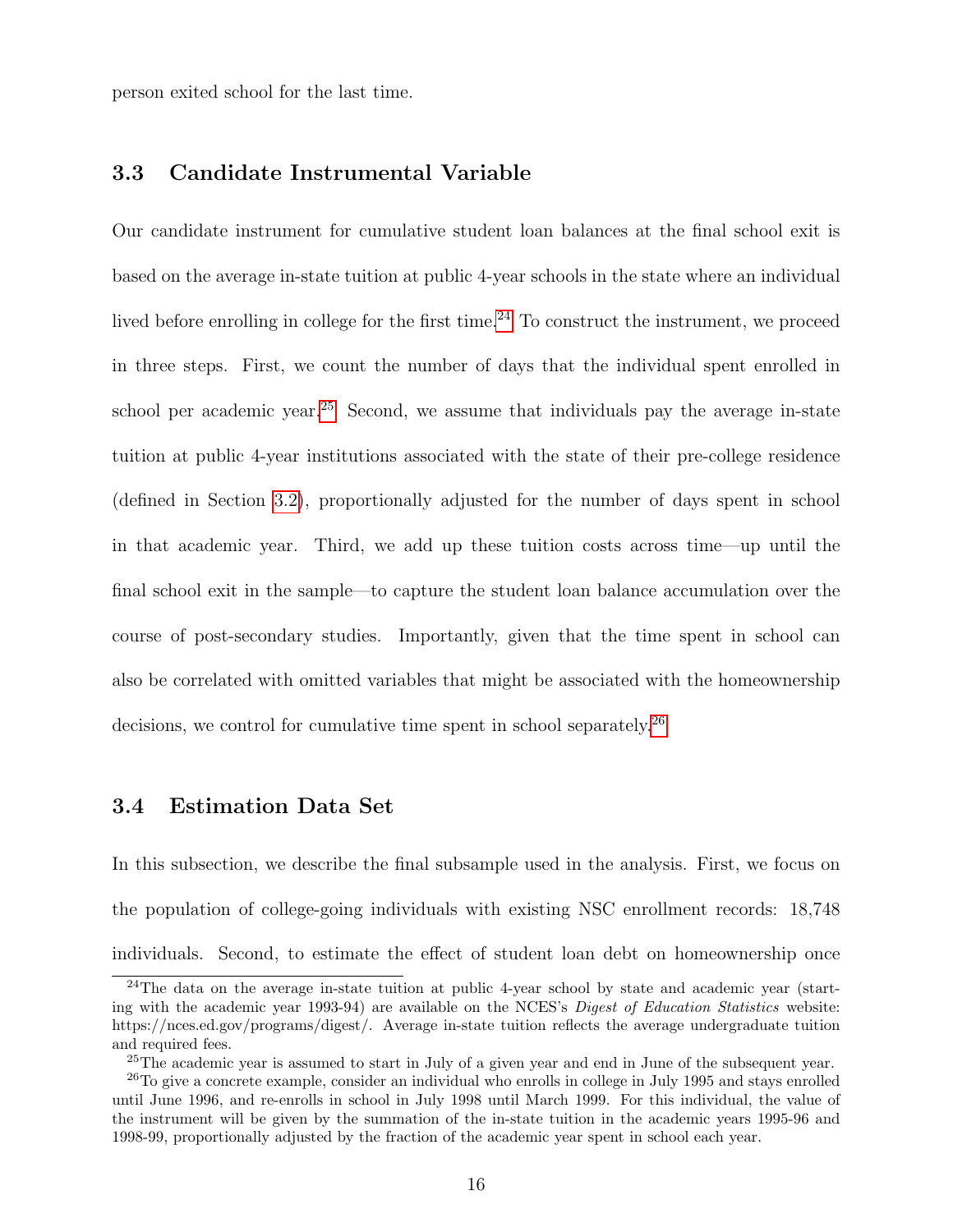person exited school for the last time.

### 3.3 Candidate Instrumental Variable

Our candidate instrument for cumulative student loan balances at the final school exit is based on the average in-state tuition at public 4-year schools in the state where an individual lived before enrolling in college for the first time.[24] To construct the instrument, we proceed in three steps. First, we count the number of days that the individual spent enrolled in school per academic year.[25] Second, we assume that individuals pay the average in-state tuition at public 4-year institutions associated with the state of their pre-college residence (defined in Section 3.2), proportionally adjusted for the number of days spent in school in that academic year. Third, we add up these tuition costs across time—up until the final school exit in the sample—to capture the student loan balance accumulation over the course of post-secondary studies. Importantly, given that the time spent in school can also be correlated with omitted variables that might be associated with the homeownership decisions, we control for cumulative time spent in school separately.[26]

### 3.4 Estimation Data Set

In this subsection, we describe the final subsample used in the analysis. First, we focus on the population of college-going individuals with existing NSC enrollment records: 18,748 individuals. Second, to estimate the effect of student loan debt on homeownership once

---

[24] The data on the average in-state tuition at public 4-year school by state and academic year (starting with the academic year 1993-94) are available on the NCES's *Digest of Education Statistics* website: https://nces.ed.gov/programs/digest/. Average in-state tuition reflects the average undergraduate tuition and required fees.

[25] The academic year is assumed to start in July of a given year and end in June of the subsequent year.

[26] To give a concrete example, consider an individual who enrolls in college in July 1995 and stays enrolled until June 1996, and re-enrolls in school in July 1998 until March 1999. For this individual, the value of the instrument will be given by the summation of the in-state tuition in the academic years 1995-96 and 1998-99, proportionally adjusted by the fraction of the academic year spent in school each year.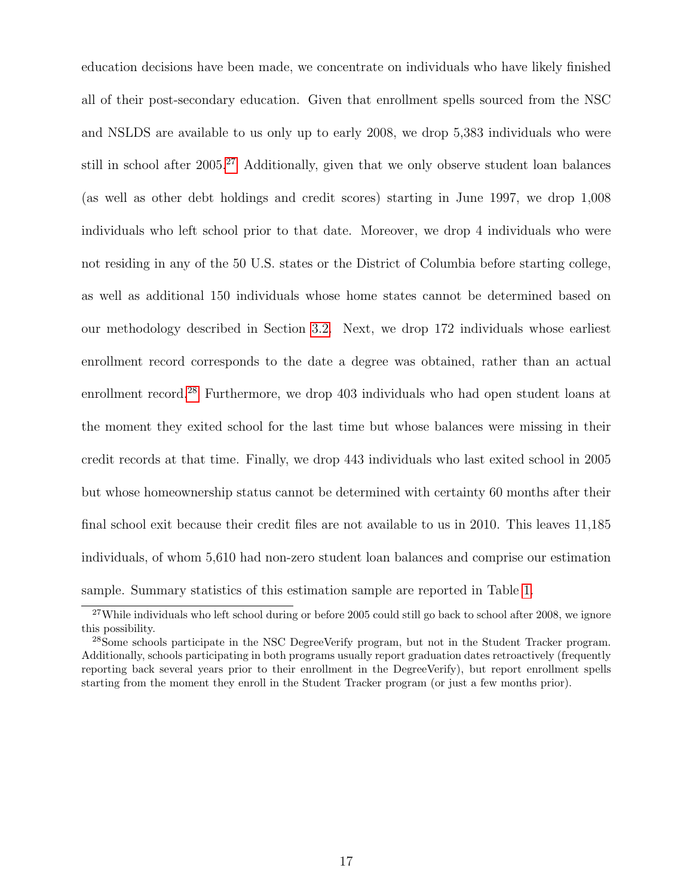education decisions have been made, we concentrate on individuals who have likely finished all of their post-secondary education. Given that enrollment spells sourced from the NSC and NSLDS are available to us only up to early 2008, we drop 5,383 individuals who were still in school after 2005.[27] Additionally, given that we only observe student loan balances (as well as other debt holdings and credit scores) starting in June 1997, we drop 1,008 individuals who left school prior to that date. Moreover, we drop 4 individuals who were not residing in any of the 50 U.S. states or the District of Columbia before starting college, as well as additional 150 individuals whose home states cannot be determined based on our methodology described in Section 3.2. Next, we drop 172 individuals whose earliest enrollment record corresponds to the date a degree was obtained, rather than an actual enrollment record.[28] Furthermore, we drop 403 individuals who had open student loans at the moment they exited school for the last time but whose balances were missing in their credit records at that time. Finally, we drop 443 individuals who last exited school in 2005 but whose homeownership status cannot be determined with certainty 60 months after their final school exit because their credit files are not available to us in 2010. This leaves 11,185 individuals, of whom 5,610 had non-zero student loan balances and comprise our estimation sample. Summary statistics of this estimation sample are reported in Table 1.

[27] While individuals who left school during or before 2005 could still go back to school after 2008, we ignore this possibility.

[28] Some schools participate in the NSC DegreeVerify program, but not in the Student Tracker program. Additionally, schools participating in both programs usually report graduation dates retroactively (frequently reporting back several years prior to their enrollment in the DegreeVerify), but report enrollment spells starting from the moment they enroll in the Student Tracker program (or just a few months prior).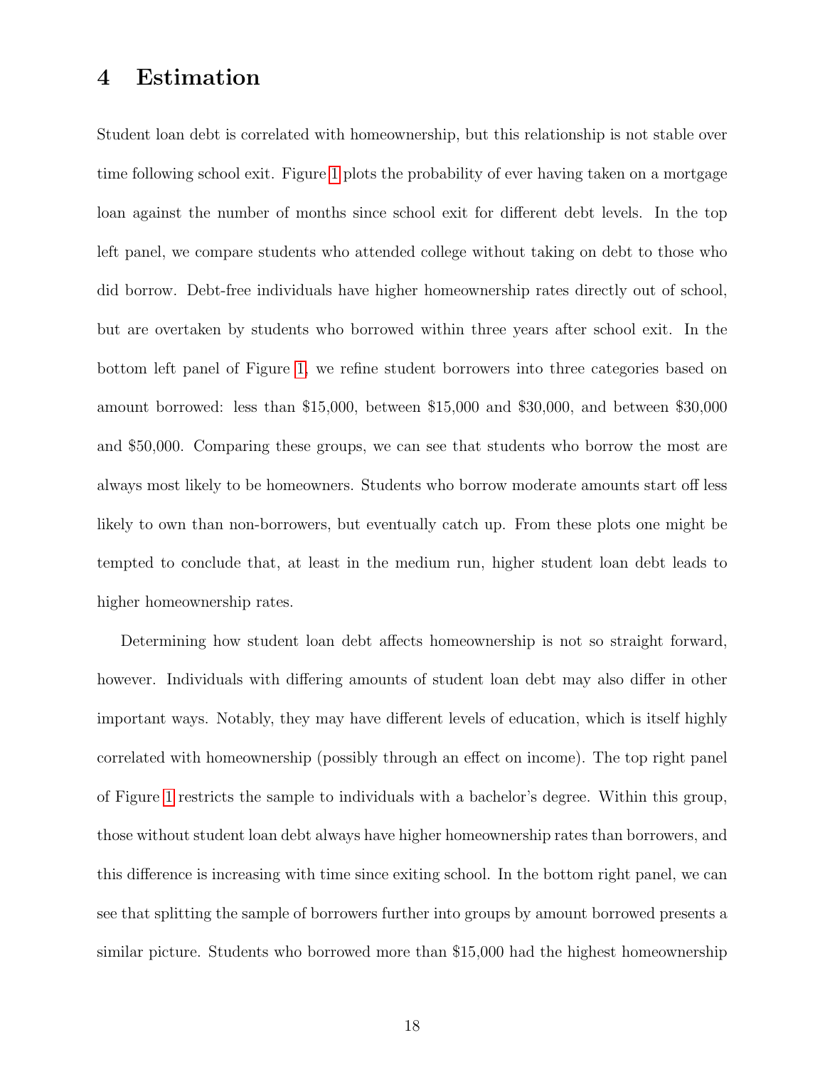# 4 Estimation

Student loan debt is correlated with homeownership, but this relationship is not stable over time following school exit. Figure 1 plots the probability of ever having taken on a mortgage loan against the number of months since school exit for different debt levels. In the top left panel, we compare students who attended college without taking on debt to those who did borrow. Debt-free individuals have higher homeownership rates directly out of school, but are overtaken by students who borrowed within three years after school exit. In the bottom left panel of Figure 1, we refine student borrowers into three categories based on amount borrowed: less than \$15,000, between \$15,000 and \$30,000, and between \$30,000 and \$50,000. Comparing these groups, we can see that students who borrow the most are always most likely to be homeowners. Students who borrow moderate amounts start off less likely to own than non-borrowers, but eventually catch up. From these plots one might be tempted to conclude that, at least in the medium run, higher student loan debt leads to higher homeownership rates.

Determining how student loan debt affects homeownership is not so straight forward, however. Individuals with differing amounts of student loan debt may also differ in other important ways. Notably, they may have different levels of education, which is itself highly correlated with homeownership (possibly through an effect on income). The top right panel of Figure 1 restricts the sample to individuals with a bachelor's degree. Within this group, those without student loan debt always have higher homeownership rates than borrowers, and this difference is increasing with time since exiting school. In the bottom right panel, we can see that splitting the sample of borrowers further into groups by amount borrowed presents a similar picture. Students who borrowed more than \$15,000 had the highest homeownership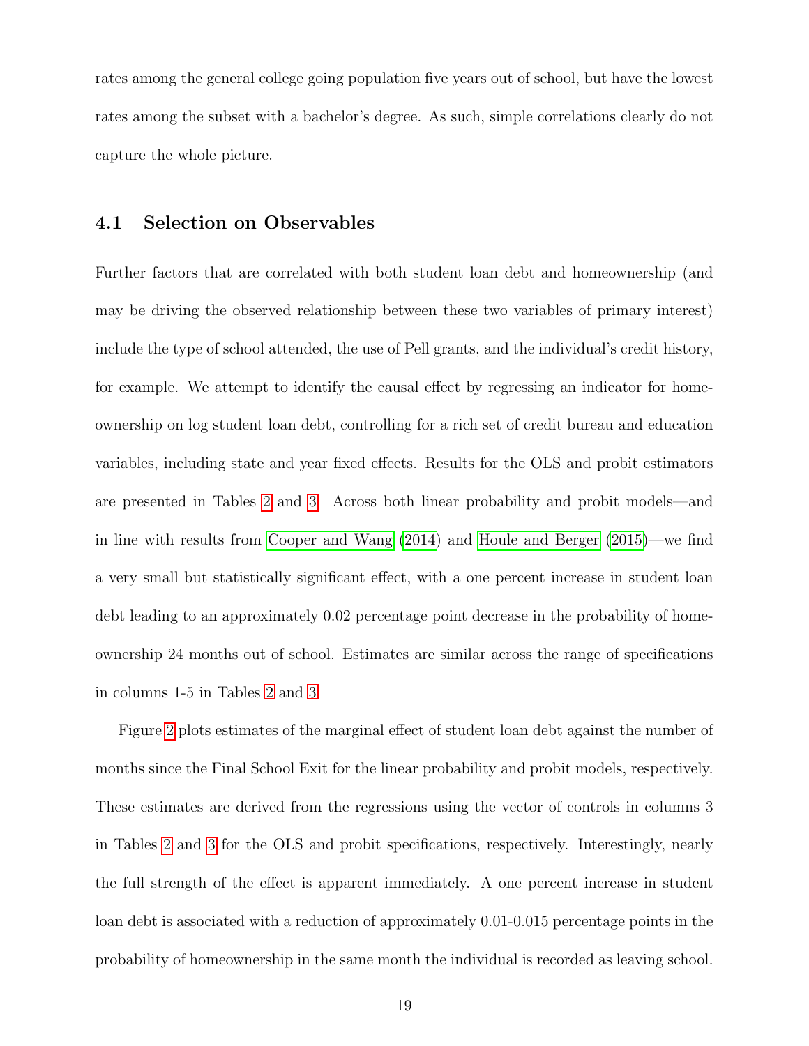rates among the general college going population five years out of school, but have the lowest rates among the subset with a bachelor's degree. As such, simple correlations clearly do not capture the whole picture.

### 4.1 Selection on Observables

Further factors that are correlated with both student loan debt and homeownership (and may be driving the observed relationship between these two variables of primary interest) include the type of school attended, the use of Pell grants, and the individual's credit history, for example. We attempt to identify the causal effect by regressing an indicator for homeownership on log student loan debt, controlling for a rich set of credit bureau and education variables, including state and year fixed effects. Results for the OLS and probit estimators are presented in Tables 2 and 3. Across both linear probability and probit models—and in line with results from Cooper and Wang (2014) and Houle and Berger (2015)—we find a very small but statistically significant effect, with a one percent increase in student loan debt leading to an approximately 0.02 percentage point decrease in the probability of homeownership 24 months out of school. Estimates are similar across the range of specifications in columns 1-5 in Tables 2 and 3.

Figure 2 plots estimates of the marginal effect of student loan debt against the number of months since the Final School Exit for the linear probability and probit models, respectively. These estimates are derived from the regressions using the vector of controls in columns 3 in Tables 2 and 3 for the OLS and probit specifications, respectively. Interestingly, nearly the full strength of the effect is apparent immediately. A one percent increase in student loan debt is associated with a reduction of approximately 0.01-0.015 percentage points in the probability of homeownership in the same month the individual is recorded as leaving school.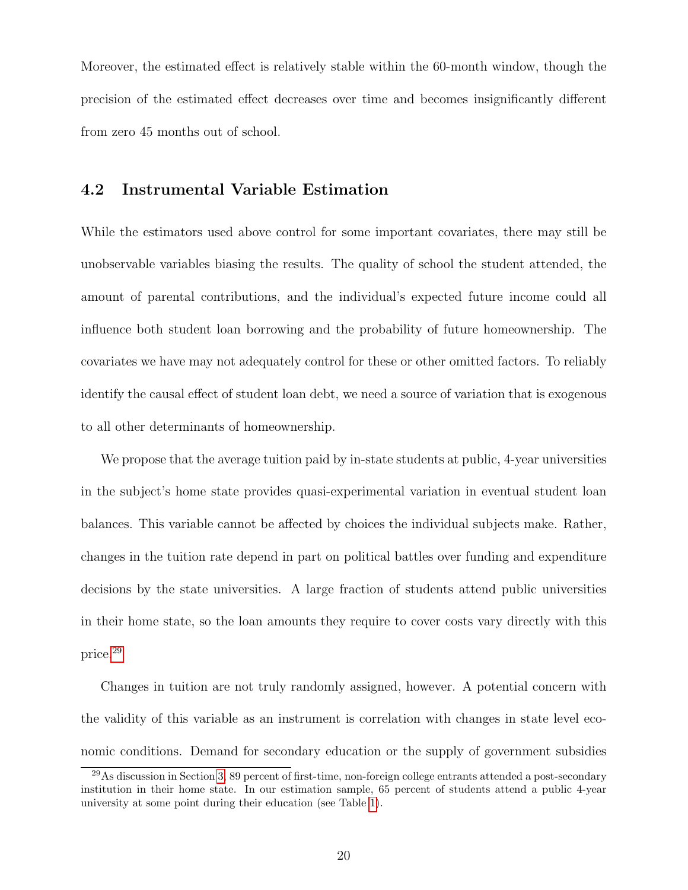Moreover, the estimated effect is relatively stable within the 60-month window, though the precision of the estimated effect decreases over time and becomes insignificantly different from zero 45 months out of school.

## 4.2 Instrumental Variable Estimation

While the estimators used above control for some important covariates, there may still be unobservable variables biasing the results. The quality of school the student attended, the amount of parental contributions, and the individual's expected future income could all influence both student loan borrowing and the probability of future homeownership. The covariates we have may not adequately control for these or other omitted factors. To reliably identify the causal effect of student loan debt, we need a source of variation that is exogenous to all other determinants of homeownership.

We propose that the average tuition paid by in-state students at public, 4-year universities in the subject's home state provides quasi-experimental variation in eventual student loan balances. This variable cannot be affected by choices the individual subjects make. Rather, changes in the tuition rate depend in part on political battles over funding and expenditure decisions by the state universities. A large fraction of students attend public universities in their home state, so the loan amounts they require to cover costs vary directly with this price.[29]

Changes in tuition are not truly randomly assigned, however. A potential concern with the validity of this variable as an instrument is correlation with changes in state level economic conditions. Demand for secondary education or the supply of government subsidies

[29] As discussion in Section 3, 89 percent of first-time, non-foreign college entrants attended a post-secondary institution in their home state. In our estimation sample, 65 percent of students attend a public 4-year university at some point during their education (see Table 1).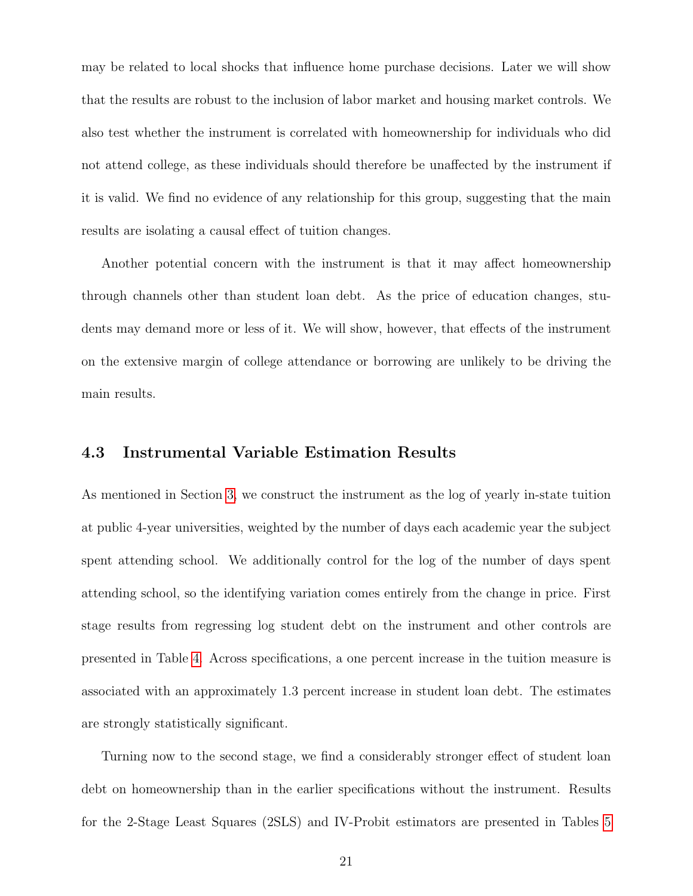may be related to local shocks that influence home purchase decisions. Later we will show that the results are robust to the inclusion of labor market and housing market controls. We also test whether the instrument is correlated with homeownership for individuals who did not attend college, as these individuals should therefore be unaffected by the instrument if it is valid. We find no evidence of any relationship for this group, suggesting that the main results are isolating a causal effect of tuition changes.

Another potential concern with the instrument is that it may affect homeownership through channels other than student loan debt. As the price of education changes, students may demand more or less of it. We will show, however, that effects of the instrument on the extensive margin of college attendance or borrowing are unlikely to be driving the main results.

### 4.3 Instrumental Variable Estimation Results

As mentioned in Section 3, we construct the instrument as the log of yearly in-state tuition at public 4-year universities, weighted by the number of days each academic year the subject spent attending school. We additionally control for the log of the number of days spent attending school, so the identifying variation comes entirely from the change in price. First stage results from regressing log student debt on the instrument and other controls are presented in Table 4. Across specifications, a one percent increase in the tuition measure is associated with an approximately 1.3 percent increase in student loan debt. The estimates are strongly statistically significant.

Turning now to the second stage, we find a considerably stronger effect of student loan debt on homeownership than in the earlier specifications without the instrument. Results for the 2-Stage Least Squares (2SLS) and IV-Probit estimators are presented in Tables 5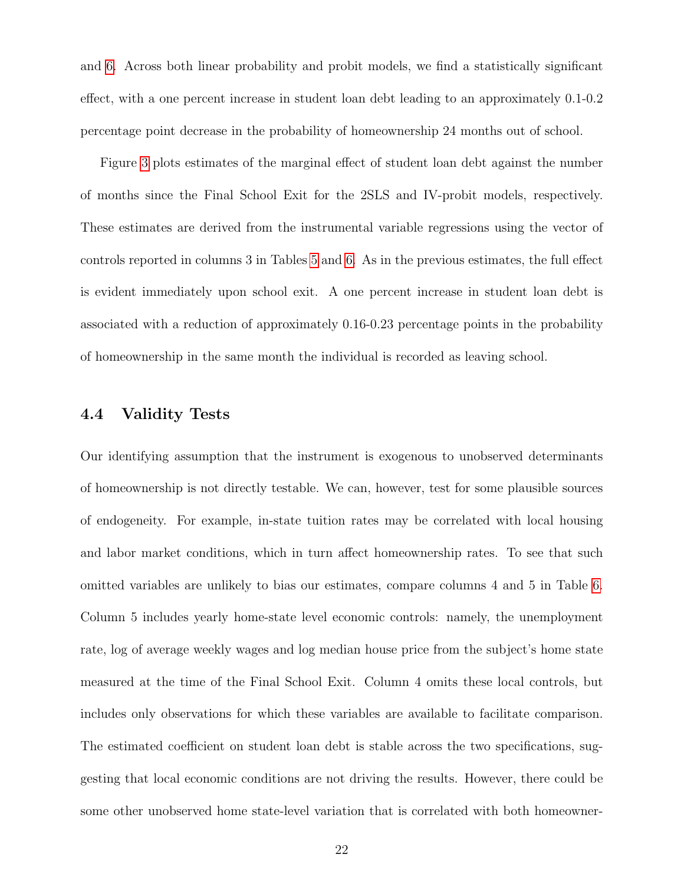and 6. Across both linear probability and probit models, we find a statistically significant effect, with a one percent increase in student loan debt leading to an approximately 0.1-0.2 percentage point decrease in the probability of homeownership 24 months out of school.

Figure 3 plots estimates of the marginal effect of student loan debt against the number of months since the Final School Exit for the 2SLS and IV-probit models, respectively. These estimates are derived from the instrumental variable regressions using the vector of controls reported in columns 3 in Tables 5 and 6. As in the previous estimates, the full effect is evident immediately upon school exit. A one percent increase in student loan debt is associated with a reduction of approximately 0.16-0.23 percentage points in the probability of homeownership in the same month the individual is recorded as leaving school.

### 4.4 Validity Tests

Our identifying assumption that the instrument is exogenous to unobserved determinants of homeownership is not directly testable. We can, however, test for some plausible sources of endogeneity. For example, in-state tuition rates may be correlated with local housing and labor market conditions, which in turn affect homeownership rates. To see that such omitted variables are unlikely to bias our estimates, compare columns 4 and 5 in Table 6. Column 5 includes yearly home-state level economic controls: namely, the unemployment rate, log of average weekly wages and log median house price from the subject's home state measured at the time of the Final School Exit. Column 4 omits these local controls, but includes only observations for which these variables are available to facilitate comparison. The estimated coefficient on student loan debt is stable across the two specifications, suggesting that local economic conditions are not driving the results. However, there could be some other unobserved home state-level variation that is correlated with both homeowner-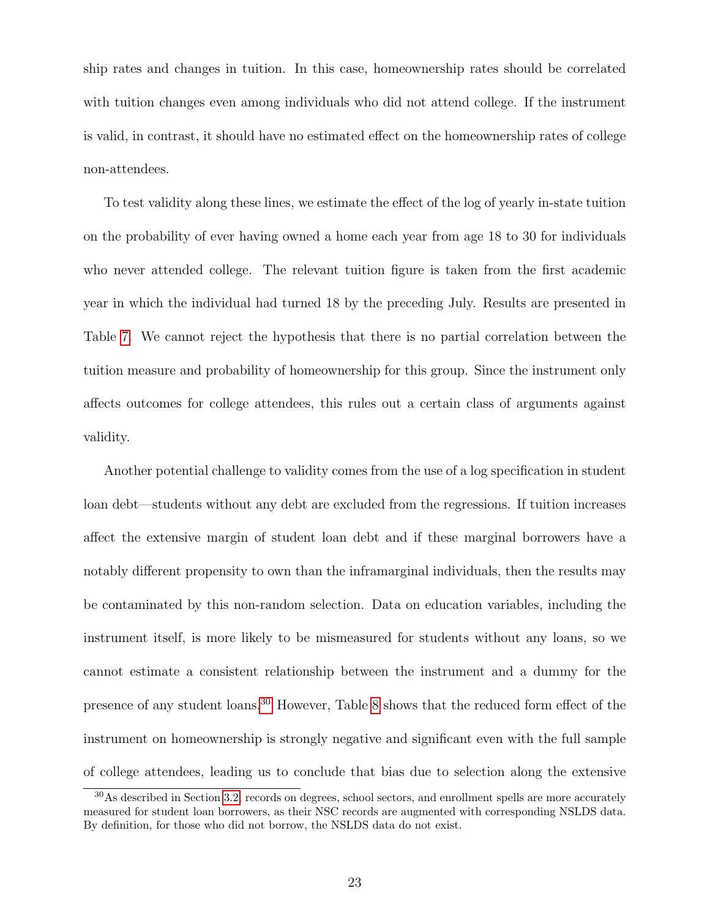ship rates and changes in tuition. In this case, homeownership rates should be correlated with tuition changes even among individuals who did not attend college. If the instrument is valid, in contrast, it should have no estimated effect on the homeownership rates of college non-attendees.

To test validity along these lines, we estimate the effect of the log of yearly in-state tuition on the probability of ever having owned a home each year from age 18 to 30 for individuals who never attended college. The relevant tuition figure is taken from the first academic year in which the individual had turned 18 by the preceding July. Results are presented in Table 7. We cannot reject the hypothesis that there is no partial correlation between the tuition measure and probability of homeownership for this group. Since the instrument only affects outcomes for college attendees, this rules out a certain class of arguments against validity.

Another potential challenge to validity comes from the use of a log specification in student loan debt—students without any debt are excluded from the regressions. If tuition increases affect the extensive margin of student loan debt and if these marginal borrowers have a notably different propensity to own than the inframarginal individuals, then the results may be contaminated by this non-random selection. Data on education variables, including the instrument itself, is more likely to be mismeasured for students without any loans, so we cannot estimate a consistent relationship between the instrument and a dummy for the presence of any student loans.[30] However, Table 8 shows that the reduced form effect of the instrument on homeownership is strongly negative and significant even with the full sample of college attendees, leading us to conclude that bias due to selection along the extensive

[30] As described in Section 3.2, records on degrees, school sectors, and enrollment spells are more accurately measured for student loan borrowers, as their NSC records are augmented with corresponding NSLDS data. By definition, for those who did not borrow, the NSLDS data do not exist.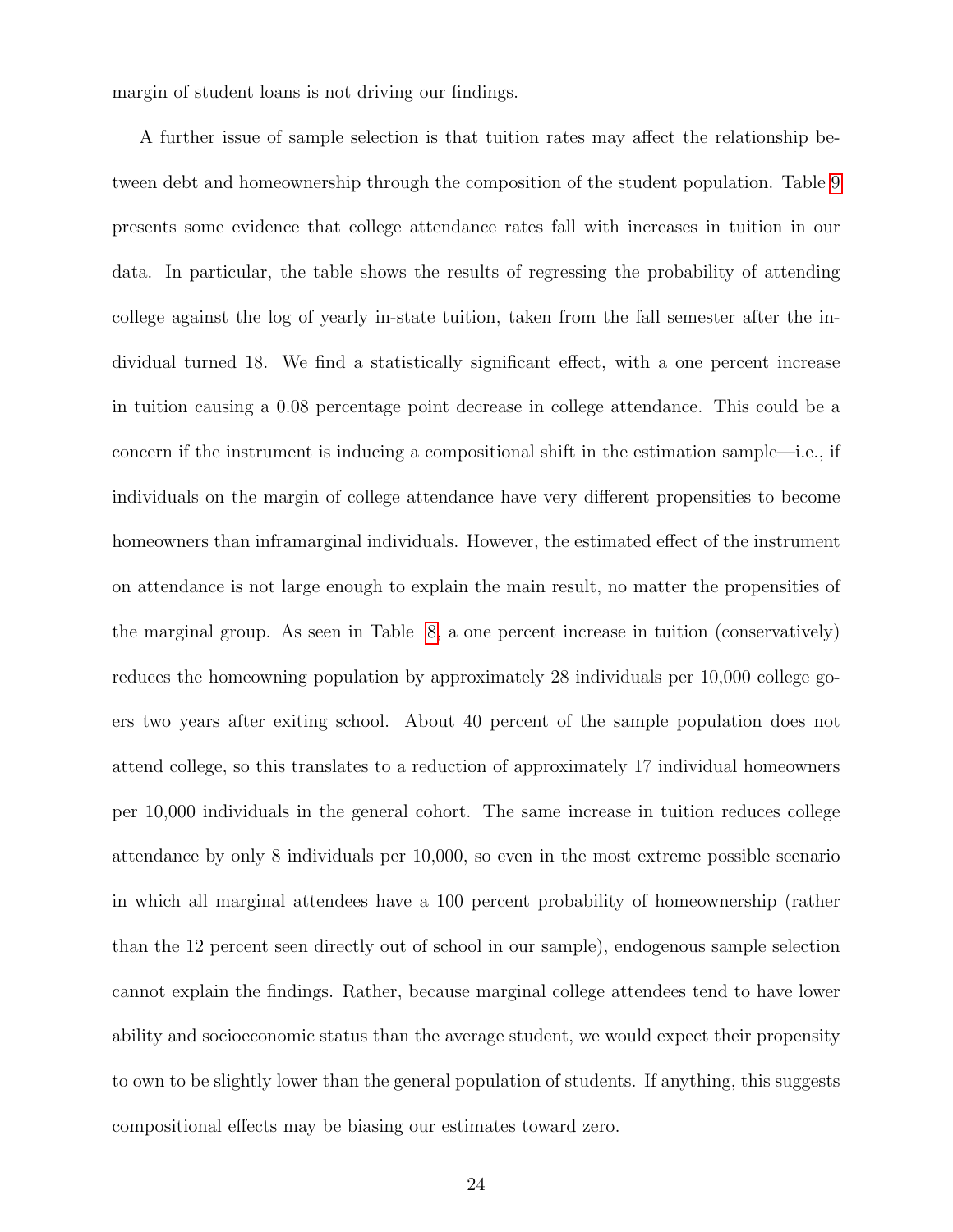margin of student loans is not driving our findings.

A further issue of sample selection is that tuition rates may affect the relationship between debt and homeownership through the composition of the student population. Table 9 presents some evidence that college attendance rates fall with increases in tuition in our data. In particular, the table shows the results of regressing the probability of attending college against the log of yearly in-state tuition, taken from the fall semester after the individual turned 18. We find a statistically significant effect, with a one percent increase in tuition causing a 0.08 percentage point decrease in college attendance. This could be a concern if the instrument is inducing a compositional shift in the estimation sample—i.e., if individuals on the margin of college attendance have very different propensities to become homeowners than inframarginal individuals. However, the estimated effect of the instrument on attendance is not large enough to explain the main result, no matter the propensities of the marginal group. As seen in Table 8, a one percent increase in tuition (conservatively) reduces the homeowning population by approximately 28 individuals per 10,000 college goers two years after exiting school. About 40 percent of the sample population does not attend college, so this translates to a reduction of approximately 17 individual homeowners per 10,000 individuals in the general cohort. The same increase in tuition reduces college attendance by only 8 individuals per 10,000, so even in the most extreme possible scenario in which all marginal attendees have a 100 percent probability of homeownership (rather than the 12 percent seen directly out of school in our sample), endogenous sample selection cannot explain the findings. Rather, because marginal college attendees tend to have lower ability and socioeconomic status than the average student, we would expect their propensity to own to be slightly lower than the general population of students. If anything, this suggests compositional effects may be biasing our estimates toward zero.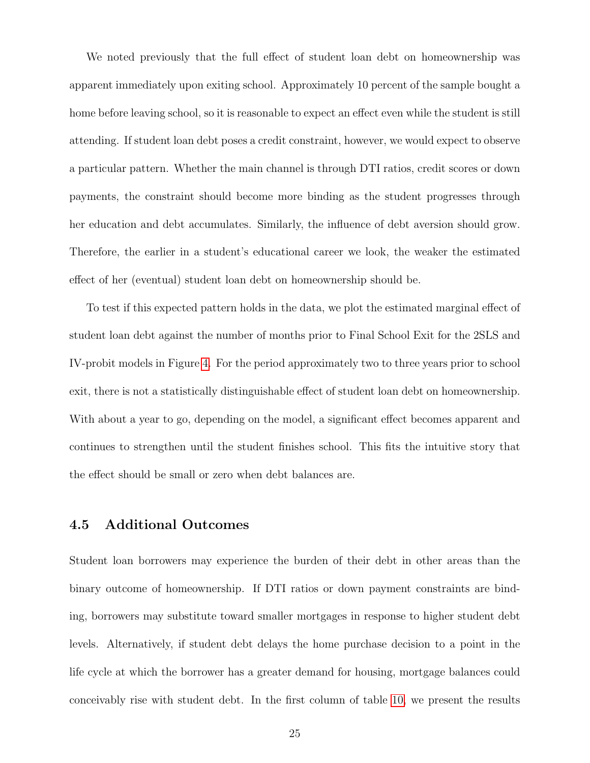We noted previously that the full effect of student loan debt on homeownership was apparent immediately upon exiting school. Approximately 10 percent of the sample bought a home before leaving school, so it is reasonable to expect an effect even while the student is still attending. If student loan debt poses a credit constraint, however, we would expect to observe a particular pattern. Whether the main channel is through DTI ratios, credit scores or down payments, the constraint should become more binding as the student progresses through her education and debt accumulates. Similarly, the influence of debt aversion should grow. Therefore, the earlier in a student's educational career we look, the weaker the estimated effect of her (eventual) student loan debt on homeownership should be.

To test if this expected pattern holds in the data, we plot the estimated marginal effect of student loan debt against the number of months prior to Final School Exit for the 2SLS and IV-probit models in Figure 4. For the period approximately two to three years prior to school exit, there is not a statistically distinguishable effect of student loan debt on homeownership. With about a year to go, depending on the model, a significant effect becomes apparent and continues to strengthen until the student finishes school. This fits the intuitive story that the effect should be small or zero when debt balances are.

### 4.5 Additional Outcomes

Student loan borrowers may experience the burden of their debt in other areas than the binary outcome of homeownership. If DTI ratios or down payment constraints are binding, borrowers may substitute toward smaller mortgages in response to higher student debt levels. Alternatively, if student debt delays the home purchase decision to a point in the life cycle at which the borrower has a greater demand for housing, mortgage balances could conceivably rise with student debt. In the first column of table 10, we present the results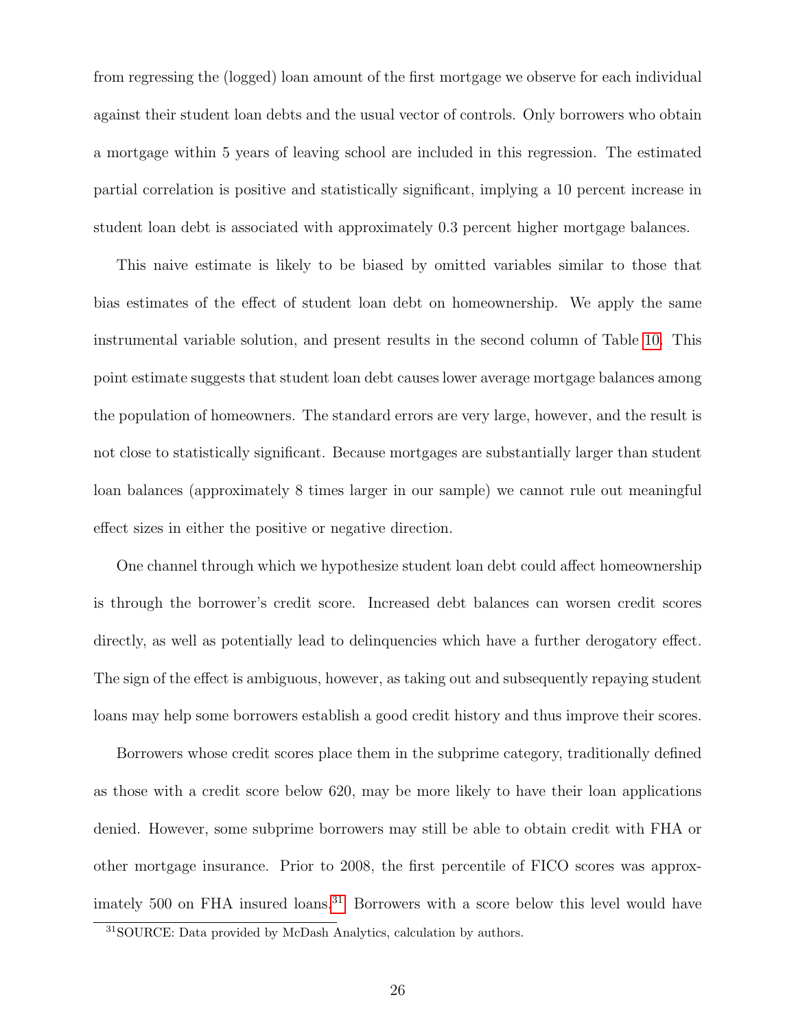from regressing the (logged) loan amount of the first mortgage we observe for each individual against their student loan debts and the usual vector of controls. Only borrowers who obtain a mortgage within 5 years of leaving school are included in this regression. The estimated partial correlation is positive and statistically significant, implying a 10 percent increase in student loan debt is associated with approximately 0.3 percent higher mortgage balances.

This naive estimate is likely to be biased by omitted variables similar to those that bias estimates of the effect of student loan debt on homeownership. We apply the same instrumental variable solution, and present results in the second column of Table 10. This point estimate suggests that student loan debt causes lower average mortgage balances among the population of homeowners. The standard errors are very large, however, and the result is not close to statistically significant. Because mortgages are substantially larger than student loan balances (approximately 8 times larger in our sample) we cannot rule out meaningful effect sizes in either the positive or negative direction.

One channel through which we hypothesize student loan debt could affect homeownership is through the borrower's credit score. Increased debt balances can worsen credit scores directly, as well as potentially lead to delinquencies which have a further derogatory effect. The sign of the effect is ambiguous, however, as taking out and subsequently repaying student loans may help some borrowers establish a good credit history and thus improve their scores.

Borrowers whose credit scores place them in the subprime category, traditionally defined as those with a credit score below 620, may be more likely to have their loan applications denied. However, some subprime borrowers may still be able to obtain credit with FHA or other mortgage insurance. Prior to 2008, the first percentile of FICO scores was approximately 500 on FHA insured loans.[31] Borrowers with a score below this level would have

[31] SOURCE: Data provided by McDash Analytics, calculation by authors.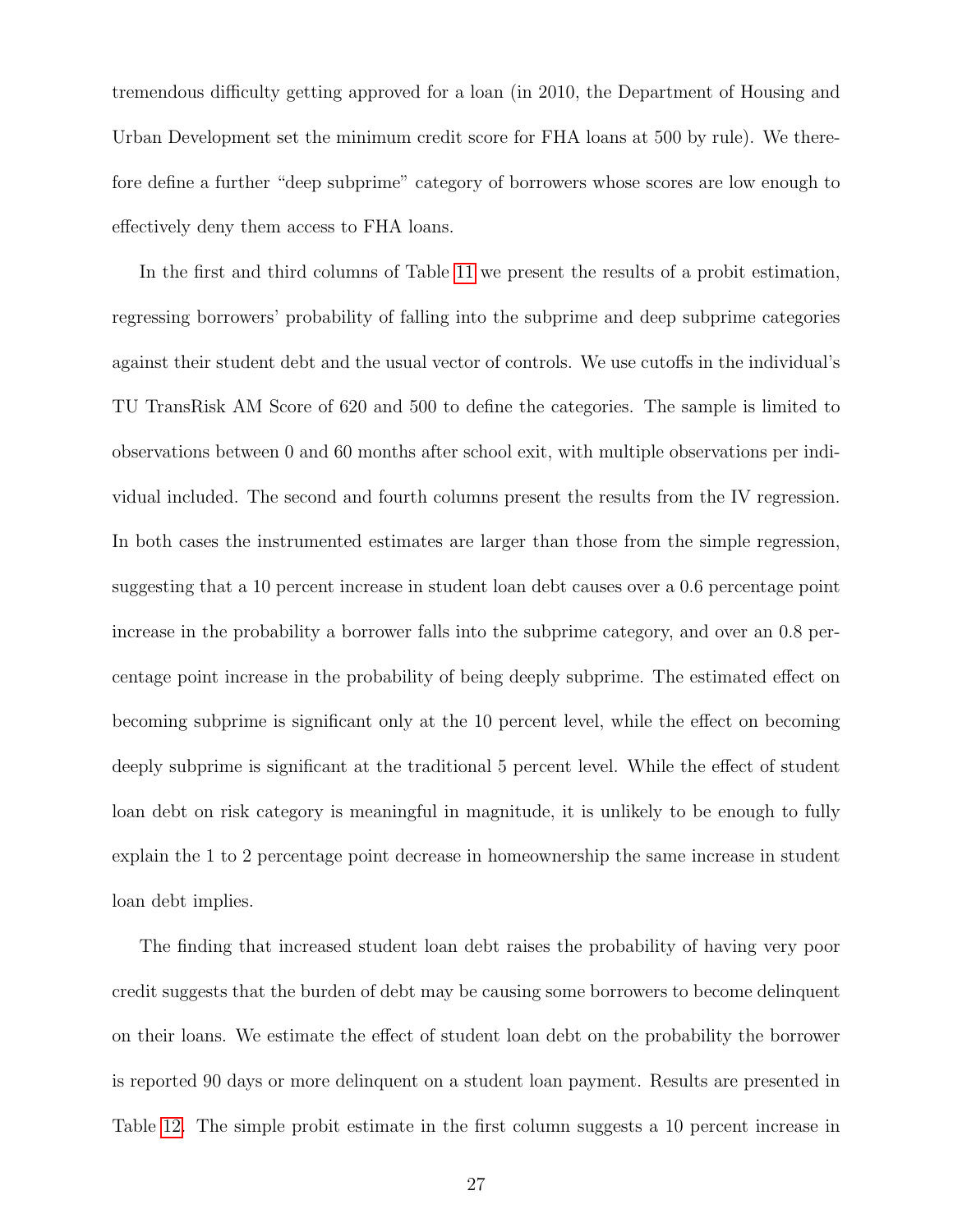tremendous difficulty getting approved for a loan (in 2010, the Department of Housing and Urban Development set the minimum credit score for FHA loans at 500 by rule). We therefore define a further "deep subprime" category of borrowers whose scores are low enough to effectively deny them access to FHA loans.

In the first and third columns of Table 11 we present the results of a probit estimation, regressing borrowers' probability of falling into the subprime and deep subprime categories against their student debt and the usual vector of controls. We use cutoffs in the individual's TU TransRisk AM Score of 620 and 500 to define the categories. The sample is limited to observations between 0 and 60 months after school exit, with multiple observations per individual included. The second and fourth columns present the results from the IV regression. In both cases the instrumented estimates are larger than those from the simple regression, suggesting that a 10 percent increase in student loan debt causes over a 0.6 percentage point increase in the probability a borrower falls into the subprime category, and over an 0.8 percentage point increase in the probability of being deeply subprime. The estimated effect on becoming subprime is significant only at the 10 percent level, while the effect on becoming deeply subprime is significant at the traditional 5 percent level. While the effect of student loan debt on risk category is meaningful in magnitude, it is unlikely to be enough to fully explain the 1 to 2 percentage point decrease in homeownership the same increase in student loan debt implies.

The finding that increased student loan debt raises the probability of having very poor credit suggests that the burden of debt may be causing some borrowers to become delinquent on their loans. We estimate the effect of student loan debt on the probability the borrower is reported 90 days or more delinquent on a student loan payment. Results are presented in Table 12. The simple probit estimate in the first column suggests a 10 percent increase in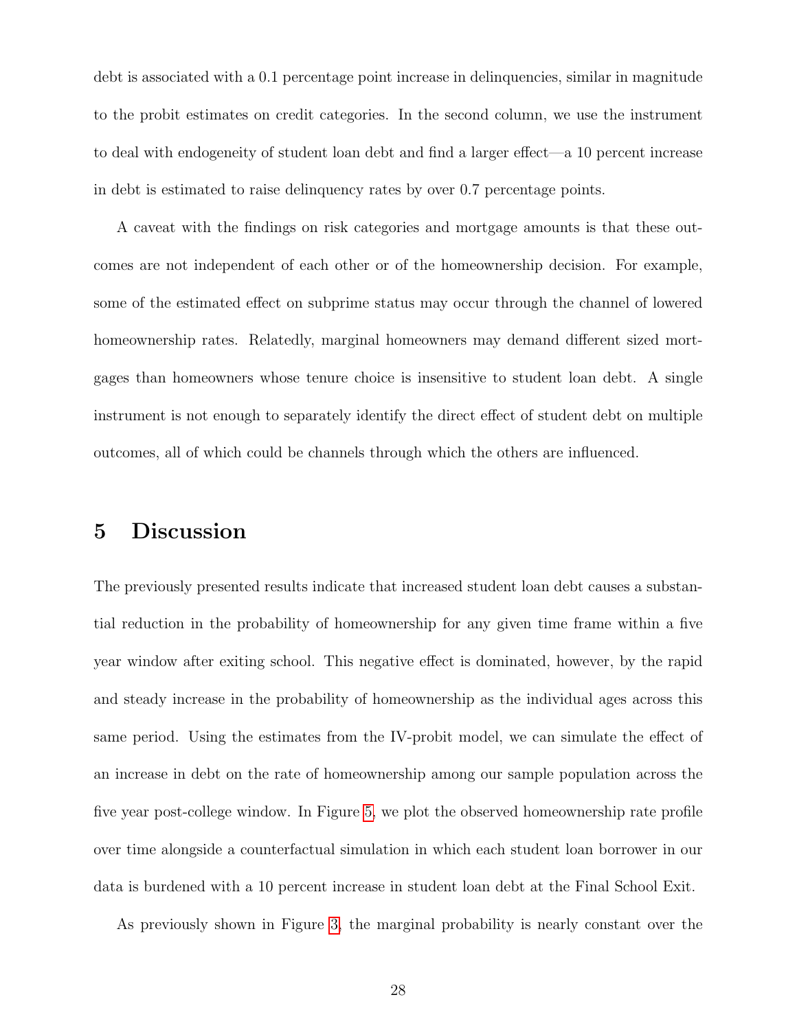debt is associated with a 0.1 percentage point increase in delinquencies, similar in magnitude to the probit estimates on credit categories. In the second column, we use the instrument to deal with endogeneity of student loan debt and find a larger effect—a 10 percent increase in debt is estimated to raise delinquency rates by over 0.7 percentage points.

A caveat with the findings on risk categories and mortgage amounts is that these outcomes are not independent of each other or of the homeownership decision. For example, some of the estimated effect on subprime status may occur through the channel of lowered homeownership rates. Relatedly, marginal homeowners may demand different sized mortgages than homeowners whose tenure choice is insensitive to student loan debt. A single instrument is not enough to separately identify the direct effect of student debt on multiple outcomes, all of which could be channels through which the others are influenced.

# 5 Discussion

The previously presented results indicate that increased student loan debt causes a substantial reduction in the probability of homeownership for any given time frame within a five year window after exiting school. This negative effect is dominated, however, by the rapid and steady increase in the probability of homeownership as the individual ages across this same period. Using the estimates from the IV-probit model, we can simulate the effect of an increase in debt on the rate of homeownership among our sample population across the five year post-college window. In Figure 5, we plot the observed homeownership rate profile over time alongside a counterfactual simulation in which each student loan borrower in our data is burdened with a 10 percent increase in student loan debt at the Final School Exit.

As previously shown in Figure 3, the marginal probability is nearly constant over the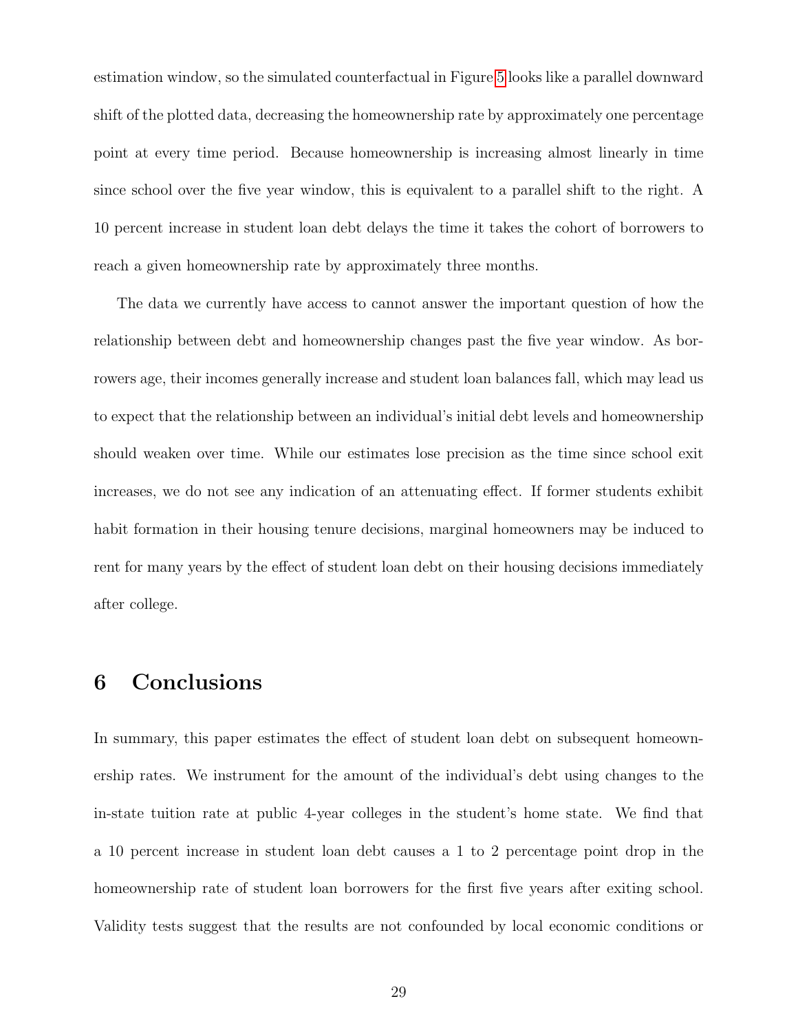estimation window, so the simulated counterfactual in Figure 5 looks like a parallel downward shift of the plotted data, decreasing the homeownership rate by approximately one percentage point at every time period. Because homeownership is increasing almost linearly in time since school over the five year window, this is equivalent to a parallel shift to the right. A 10 percent increase in student loan debt delays the time it takes the cohort of borrowers to reach a given homeownership rate by approximately three months.

The data we currently have access to cannot answer the important question of how the relationship between debt and homeownership changes past the five year window. As borrowers age, their incomes generally increase and student loan balances fall, which may lead us to expect that the relationship between an individual's initial debt levels and homeownership should weaken over time. While our estimates lose precision as the time since school exit increases, we do not see any indication of an attenuating effect. If former students exhibit habit formation in their housing tenure decisions, marginal homeowners may be induced to rent for many years by the effect of student loan debt on their housing decisions immediately after college.

# 6 Conclusions

In summary, this paper estimates the effect of student loan debt on subsequent homeownership rates. We instrument for the amount of the individual's debt using changes to the in-state tuition rate at public 4-year colleges in the student's home state. We find that a 10 percent increase in student loan debt causes a 1 to 2 percentage point drop in the homeownership rate of student loan borrowers for the first five years after exiting school. Validity tests suggest that the results are not confounded by local economic conditions or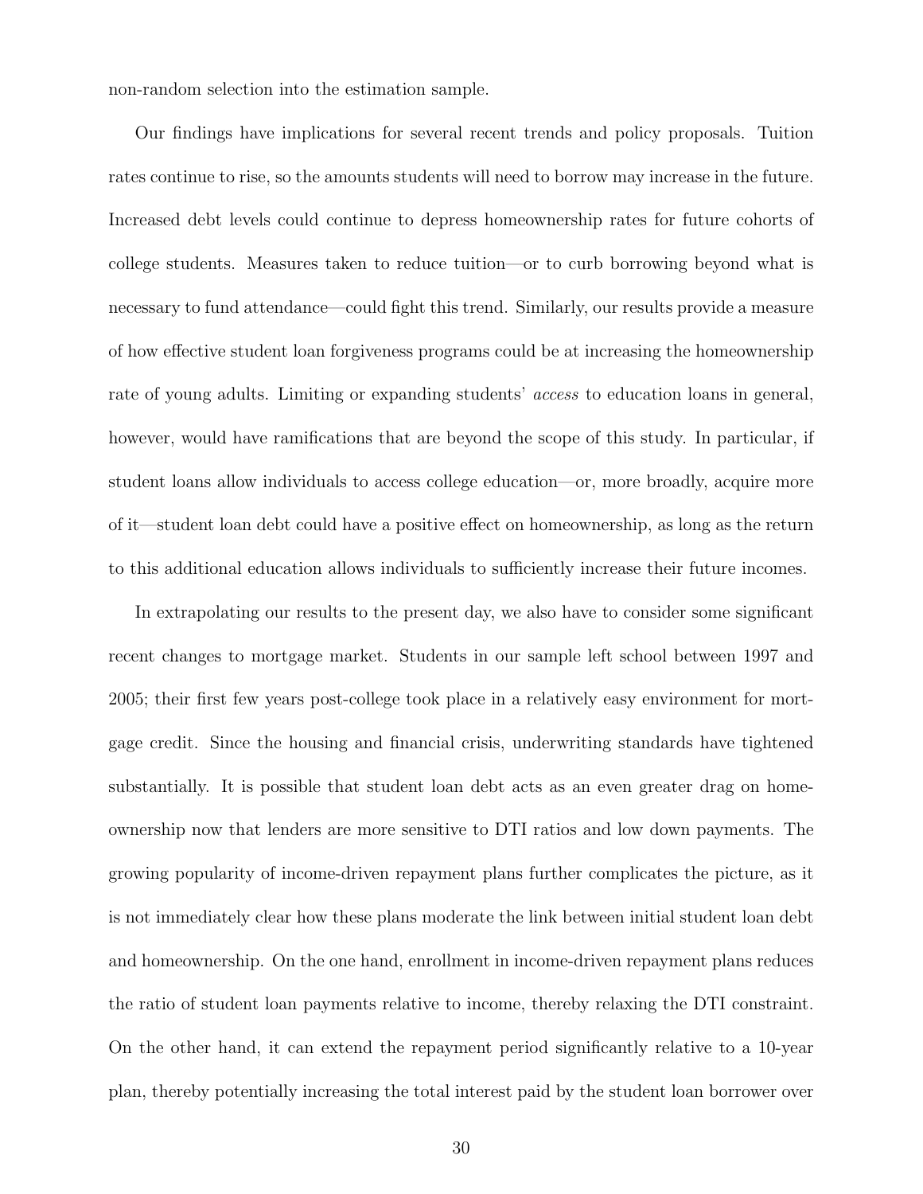non-random selection into the estimation sample.

Our findings have implications for several recent trends and policy proposals. Tuition rates continue to rise, so the amounts students will need to borrow may increase in the future. Increased debt levels could continue to depress homeownership rates for future cohorts of college students. Measures taken to reduce tuition—or to curb borrowing beyond what is necessary to fund attendance—could fight this trend. Similarly, our results provide a measure of how effective student loan forgiveness programs could be at increasing the homeownership rate of young adults. Limiting or expanding students' *access* to education loans in general, however, would have ramifications that are beyond the scope of this study. In particular, if student loans allow individuals to access college education—or, more broadly, acquire more of it—student loan debt could have a positive effect on homeownership, as long as the return to this additional education allows individuals to sufficiently increase their future incomes.

In extrapolating our results to the present day, we also have to consider some significant recent changes to mortgage market. Students in our sample left school between 1997 and 2005; their first few years post-college took place in a relatively easy environment for mortgage credit. Since the housing and financial crisis, underwriting standards have tightened substantially. It is possible that student loan debt acts as an even greater drag on homeownership now that lenders are more sensitive to DTI ratios and low down payments. The growing popularity of income-driven repayment plans further complicates the picture, as it is not immediately clear how these plans moderate the link between initial student loan debt and homeownership. On the one hand, enrollment in income-driven repayment plans reduces the ratio of student loan payments relative to income, thereby relaxing the DTI constraint. On the other hand, it can extend the repayment period significantly relative to a 10-year plan, thereby potentially increasing the total interest paid by the student loan borrower over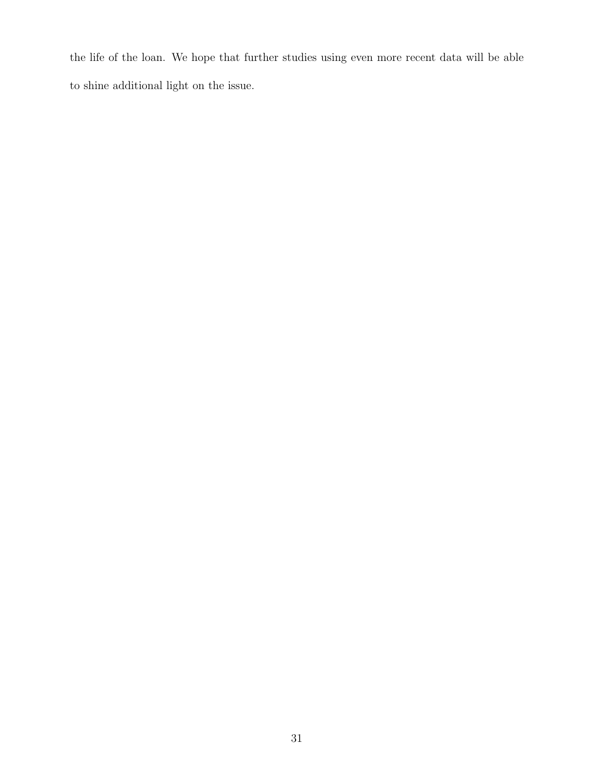the life of the loan. We hope that further studies using even more recent data will be able to shine additional light on the issue.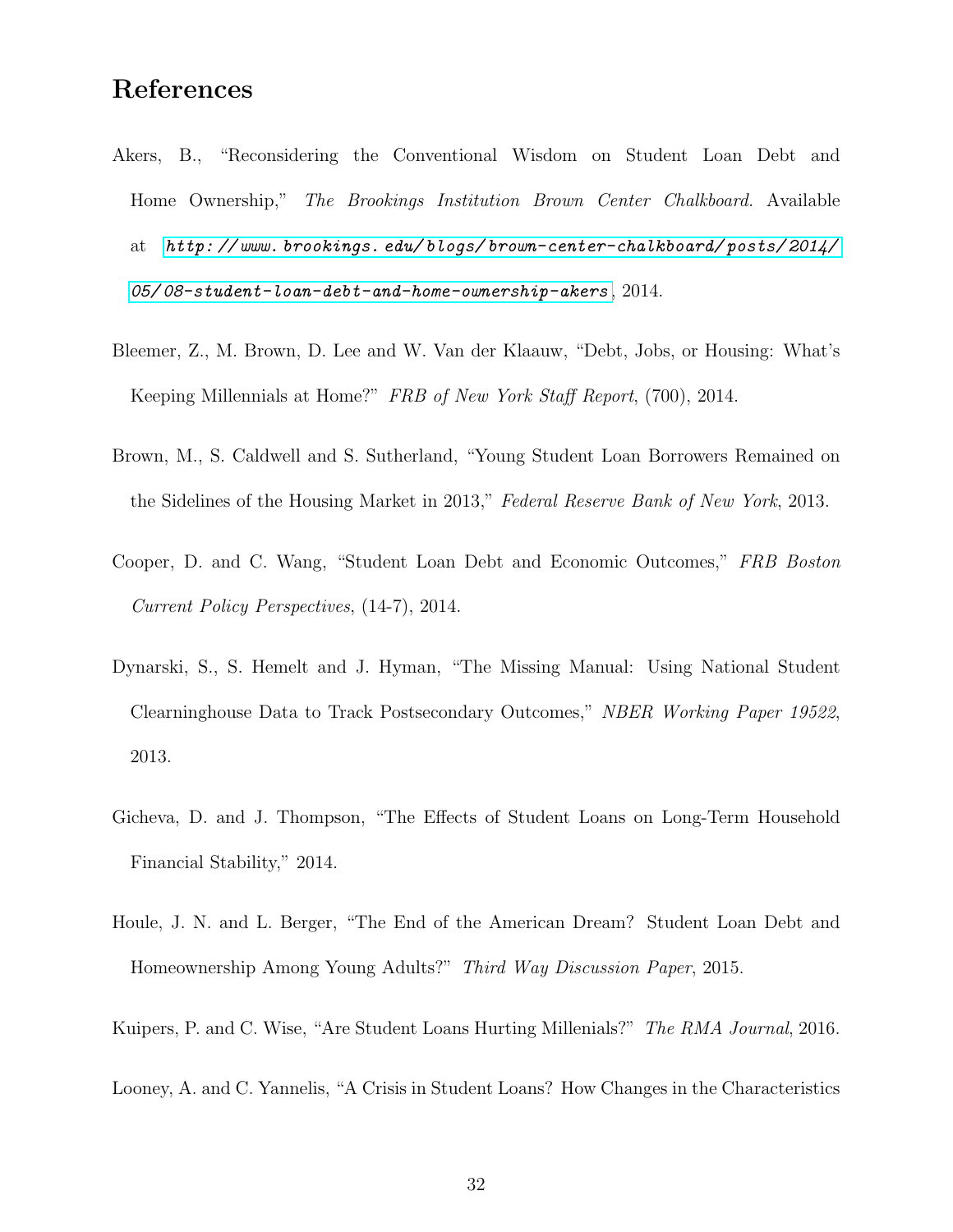## References

Akers, B., "Reconsidering the Conventional Wisdom on Student Loan Debt and Home Ownership," *The Brookings Institution Brown Center Chalkboard.* Available at *http://www.brookings.edu/blogs/brown-center-chalkboard/posts/2014/05/08-student-loan-debt-and-home-ownership-akers*, 2014.

Bleemer, Z., M. Brown, D. Lee and W. Van der Klaauw, "Debt, Jobs, or Housing: What's Keeping Millennials at Home?" *FRB of New York Staff Report*, (700), 2014.

Brown, M., S. Caldwell and S. Sutherland, "Young Student Loan Borrowers Remained on the Sidelines of the Housing Market in 2013," *Federal Reserve Bank of New York*, 2013.

Cooper, D. and C. Wang, "Student Loan Debt and Economic Outcomes," *FRB Boston Current Policy Perspectives*, (14-7), 2014.

Dynarski, S., S. Hemelt and J. Hyman, "The Missing Manual: Using National Student Clearninghouse Data to Track Postsecondary Outcomes," *NBER Working Paper 19522*, 2013.

Gicheva, D. and J. Thompson, "The Effects of Student Loans on Long-Term Household Financial Stability," 2014.

Houle, J. N. and L. Berger, "The End of the American Dream? Student Loan Debt and Homeownership Among Young Adults?" *Third Way Discussion Paper*, 2015.

Kuipers, P. and C. Wise, "Are Student Loans Hurting Millenials?" *The RMA Journal*, 2016.

Looney, A. and C. Yannelis, "A Crisis in Student Loans? How Changes in the Characteristics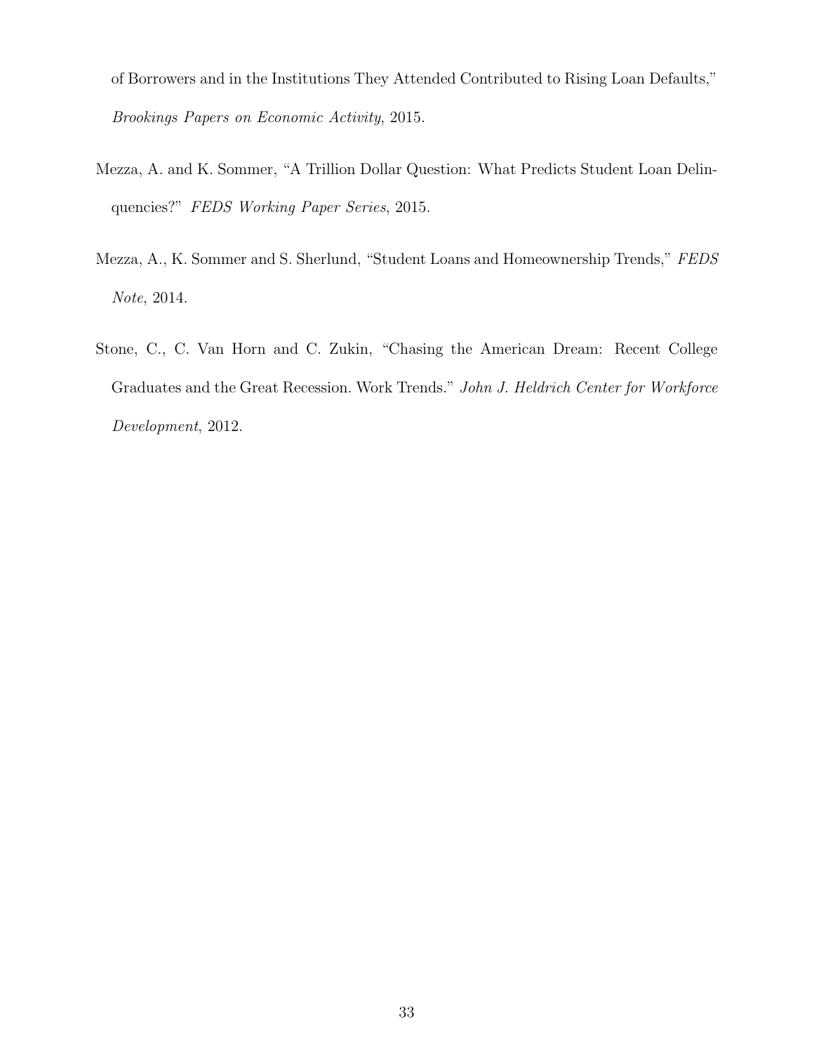of Borrowers and in the Institutions They Attended Contributed to Rising Loan Defaults," *Brookings Papers on Economic Activity*, 2015.

Mezza, A. and K. Sommer, "A Trillion Dollar Question: What Predicts Student Loan Delinquencies?" *FEDS Working Paper Series*, 2015.

Mezza, A., K. Sommer and S. Sherlund, "Student Loans and Homeownership Trends," *FEDS Note*, 2014.

Stone, C., C. Van Horn and C. Zukin, "Chasing the American Dream: Recent College Graduates and the Great Recession. Work Trends." *John J. Heldrich Center for Workforce Development*, 2012.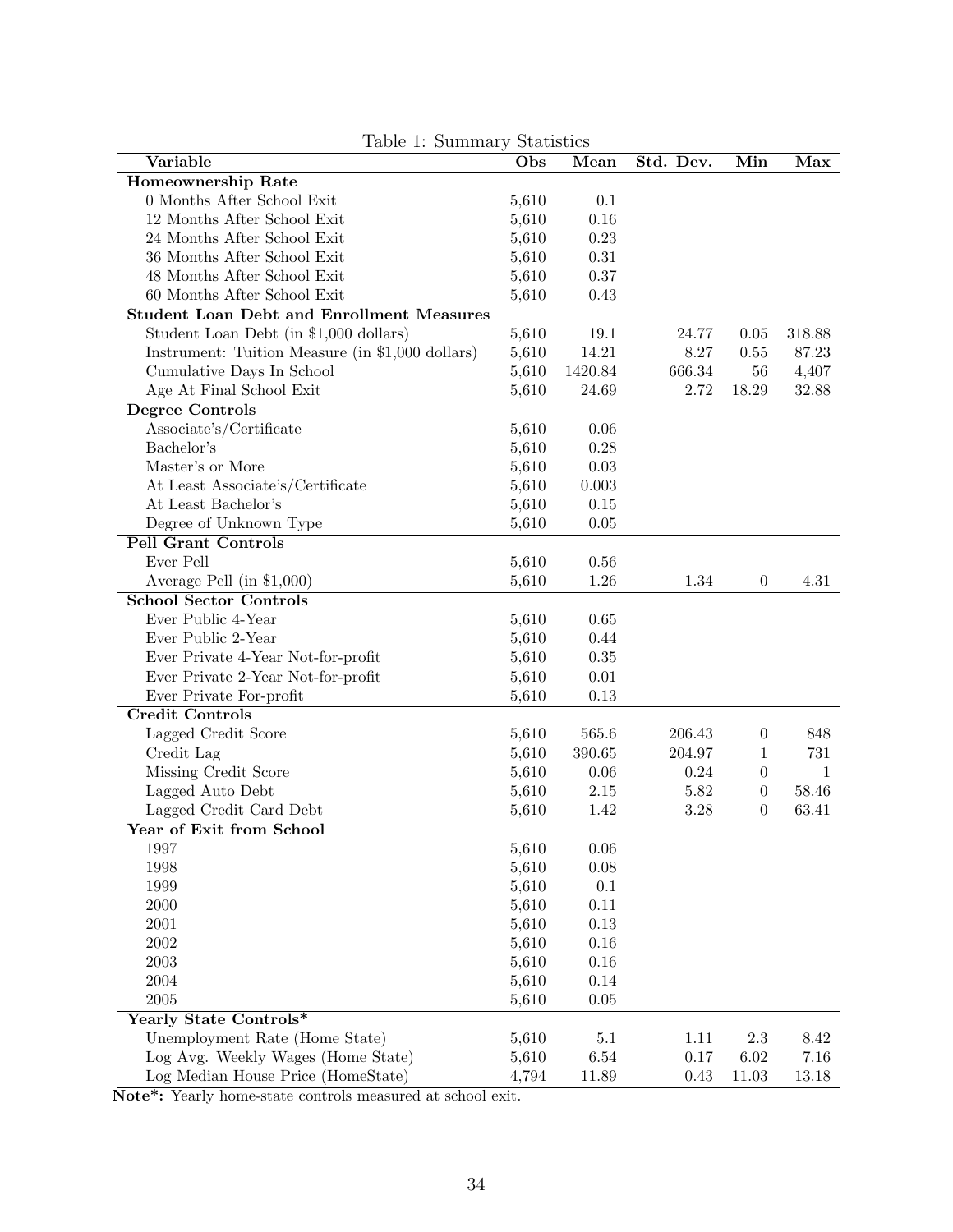Table 1: Summary Statistics

| Variable | Obs | Mean | Std. Dev. | Min | Max |
|---|---|---|---|---|---|
| **Homeownership Rate** | | | | | |
| 0 Months After School Exit | 5,610 | 0.1 | | | |
| 12 Months After School Exit | 5,610 | 0.16 | | | |
| 24 Months After School Exit | 5,610 | 0.23 | | | |
| 36 Months After School Exit | 5,610 | 0.31 | | | |
| 48 Months After School Exit | 5,610 | 0.37 | | | |
| 60 Months After School Exit | 5,610 | 0.43 | | | |
| **Student Loan Debt and Enrollment Measures** | | | | | |
| Student Loan Debt (in $1,000 dollars) | 5,610 | 19.1 | 24.77 | 0.05 | 318.88 |
| Instrument: Tuition Measure (in $1,000 dollars) | 5,610 | 14.21 | 8.27 | 0.55 | 87.23 |
| Cumulative Days In School | 5,610 | 1420.84 | 666.34 | 56 | 4,407 |
| Age At Final School Exit | 5,610 | 24.69 | 2.72 | 18.29 | 32.88 |
| **Degree Controls** | | | | | |
| Associate's/Certificate | 5,610 | 0.06 | | | |
| Bachelor's | 5,610 | 0.28 | | | |
| Master's or More | 5,610 | 0.03 | | | |
| At Least Associate's/Certificate | 5,610 | 0.003 | | | |
| At Least Bachelor's | 5,610 | 0.15 | | | |
| Degree of Unknown Type | 5,610 | 0.05 | | | |
| **Pell Grant Controls** | | | | | |
| Ever Pell | 5,610 | 0.56 | | | |
| Average Pell (in $1,000) | 5,610 | 1.26 | 1.34 | 0 | 4.31 |
| **School Sector Controls** | | | | | |
| Ever Public 4-Year | 5,610 | 0.65 | | | |
| Ever Public 2-Year | 5,610 | 0.44 | | | |
| Ever Private 4-Year Not-for-profit | 5,610 | 0.35 | | | |
| Ever Private 2-Year Not-for-profit | 5,610 | 0.01 | | | |
| Ever Private For-profit | 5,610 | 0.13 | | | |
| **Credit Controls** | | | | | |
| Lagged Credit Score | 5,610 | 565.6 | 206.43 | 0 | 848 |
| Credit Lag | 5,610 | 390.65 | 204.97 | 1 | 731 |
| Missing Credit Score | 5,610 | 0.06 | 0.24 | 0 | 1 |
| Lagged Auto Debt | 5,610 | 2.15 | 5.82 | 0 | 58.46 |
| Lagged Credit Card Debt | 5,610 | 1.42 | 3.28 | 0 | 63.41 |
| **Year of Exit from School** | | | | | |
| 1997 | 5,610 | 0.06 | | | |
| 1998 | 5,610 | 0.08 | | | |
| 1999 | 5,610 | 0.1 | | | |
| 2000 | 5,610 | 0.11 | | | |
| 2001 | 5,610 | 0.13 | | | |
| 2002 | 5,610 | 0.16 | | | |
| 2003 | 5,610 | 0.16 | | | |
| 2004 | 5,610 | 0.14 | | | |
| 2005 | 5,610 | 0.05 | | | |
| **Yearly State Controls*** | | | | | |
| Unemployment Rate (Home State) | 5,610 | 5.1 | 1.11 | 2.3 | 8.42 |
| Log Avg. Weekly Wages (Home State) | 5,610 | 6.54 | 0.17 | 6.02 | 7.16 |
| Log Median House Price (HomeState) | 4,794 | 11.89 | 0.43 | 11.03 | 13.18 |

**Note*:** Yearly home-state controls measured at school exit.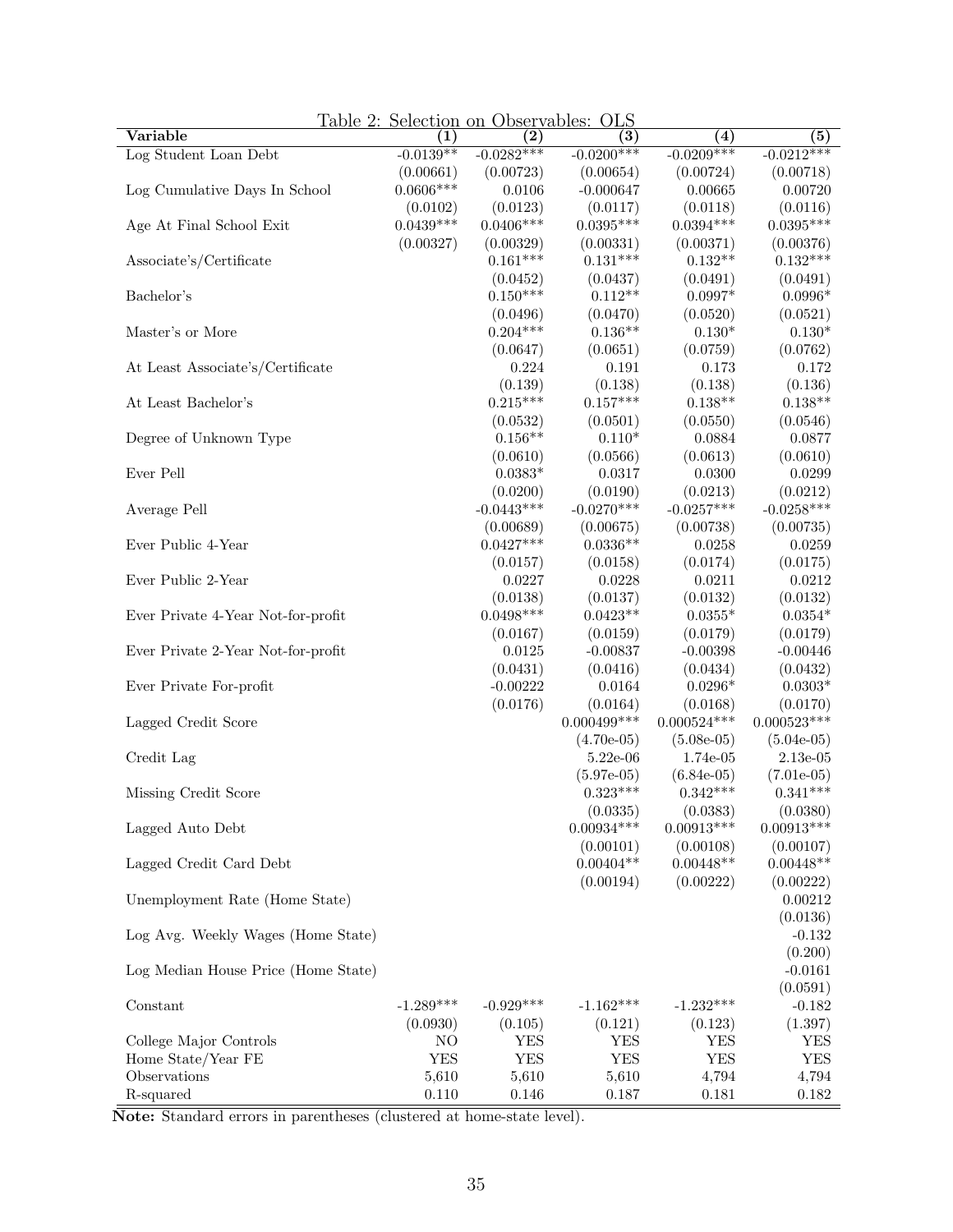Table 2: Selection on Observables: OLS

| Variable | (1) | (2) | (3) | (4) | (5) |
|---|---|---|---|---|---|
| Log Student Loan Debt | -0.0139** | -0.0282*** | -0.0200*** | -0.0209*** | -0.0212*** |
| | (0.00661) | (0.00723) | (0.00654) | (0.00724) | (0.00718) |
| Log Cumulative Days In School | 0.0606*** | 0.0106 | -0.000647 | 0.00665 | 0.00720 |
| | (0.0102) | (0.0123) | (0.0117) | (0.0118) | (0.0116) |
| Age At Final School Exit | 0.0439*** | 0.0406*** | 0.0395*** | 0.0394*** | 0.0395*** |
| | (0.00327) | (0.00329) | (0.00331) | (0.00371) | (0.00376) |
| Associate's/Certificate | | 0.161*** | 0.131*** | 0.132** | 0.132*** |
| | | (0.0452) | (0.0437) | (0.0491) | (0.0491) |
| Bachelor's | | 0.150*** | 0.112** | 0.0997* | 0.0996* |
| | | (0.0496) | (0.0470) | (0.0520) | (0.0521) |
| Master's or More | | 0.204*** | 0.136** | 0.130* | 0.130* |
| | | (0.0647) | (0.0651) | (0.0759) | (0.0762) |
| At Least Associate's/Certificate | | 0.224 | 0.191 | 0.173 | 0.172 |
| | | (0.139) | (0.138) | (0.138) | (0.136) |
| At Least Bachelor's | | 0.215*** | 0.157*** | 0.138** | 0.138** |
| | | (0.0532) | (0.0501) | (0.0550) | (0.0546) |
| Degree of Unknown Type | | 0.156** | 0.110* | 0.0884 | 0.0877 |
| | | (0.0610) | (0.0566) | (0.0613) | (0.0610) |
| Ever Pell | | 0.0383* | 0.0317 | 0.0300 | 0.0299 |
| | | (0.0200) | (0.0190) | (0.0213) | (0.0212) |
| Average Pell | | -0.0443*** | -0.0270*** | -0.0257*** | -0.0258*** |
| | | (0.00689) | (0.00675) | (0.00738) | (0.00735) |
| Ever Public 4-Year | | 0.0427*** | 0.0336** | 0.0258 | 0.0259 |
| | | (0.0157) | (0.0158) | (0.0174) | (0.0175) |
| Ever Public 2-Year | | 0.0227 | 0.0228 | 0.0211 | 0.0212 |
| | | (0.0138) | (0.0137) | (0.0132) | (0.0132) |
| Ever Private 4-Year Not-for-profit | | 0.0498*** | 0.0423** | 0.0355* | 0.0354* |
| | | (0.0167) | (0.0159) | (0.0179) | (0.0179) |
| Ever Private 2-Year Not-for-profit | | 0.0125 | -0.00837 | -0.00398 | -0.00446 |
| | | (0.0431) | (0.0416) | (0.0434) | (0.0432) |
| Ever Private For-profit | | -0.00222 | 0.0164 | 0.0296* | 0.0303* |
| | | (0.0176) | (0.0164) | (0.0168) | (0.0170) |
| Lagged Credit Score | | | 0.000499*** | 0.000524*** | 0.000523*** |
| | | | (4.70e-05) | (5.08e-05) | (5.04e-05) |
| Credit Lag | | | 5.22e-06 | 1.74e-05 | 2.13e-05 |
| | | | (5.97e-05) | (6.84e-05) | (7.01e-05) |
| Missing Credit Score | | | 0.323*** | 0.342*** | 0.341*** |
| | | | (0.0335) | (0.0383) | (0.0380) |
| Lagged Auto Debt | | | 0.00934*** | 0.00913*** | 0.00913*** |
| | | | (0.00101) | (0.00108) | (0.00107) |
| Lagged Credit Card Debt | | | 0.00404** | 0.00448** | 0.00448** |
| | | | (0.00194) | (0.00222) | (0.00222) |
| Unemployment Rate (Home State) | | | | | 0.00212 |
| | | | | | (0.0136) |
| Log Avg. Weekly Wages (Home State) | | | | | -0.132 |
| | | | | | (0.200) |
| Log Median House Price (Home State) | | | | | -0.0161 |
| | | | | | (0.0591) |
| Constant | -1.289*** | -0.929*** | -1.162*** | -1.232*** | -0.182 |
| | (0.0930) | (0.105) | (0.121) | (0.123) | (1.397) |
| College Major Controls | NO | YES | YES | YES | YES |
| Home State/Year FE | YES | YES | YES | YES | YES |
| Observations | 5,610 | 5,610 | 5,610 | 4,794 | 4,794 |
| R-squared | 0.110 | 0.146 | 0.187 | 0.181 | 0.182 |

**Note:** Standard errors in parentheses (clustered at home-state level).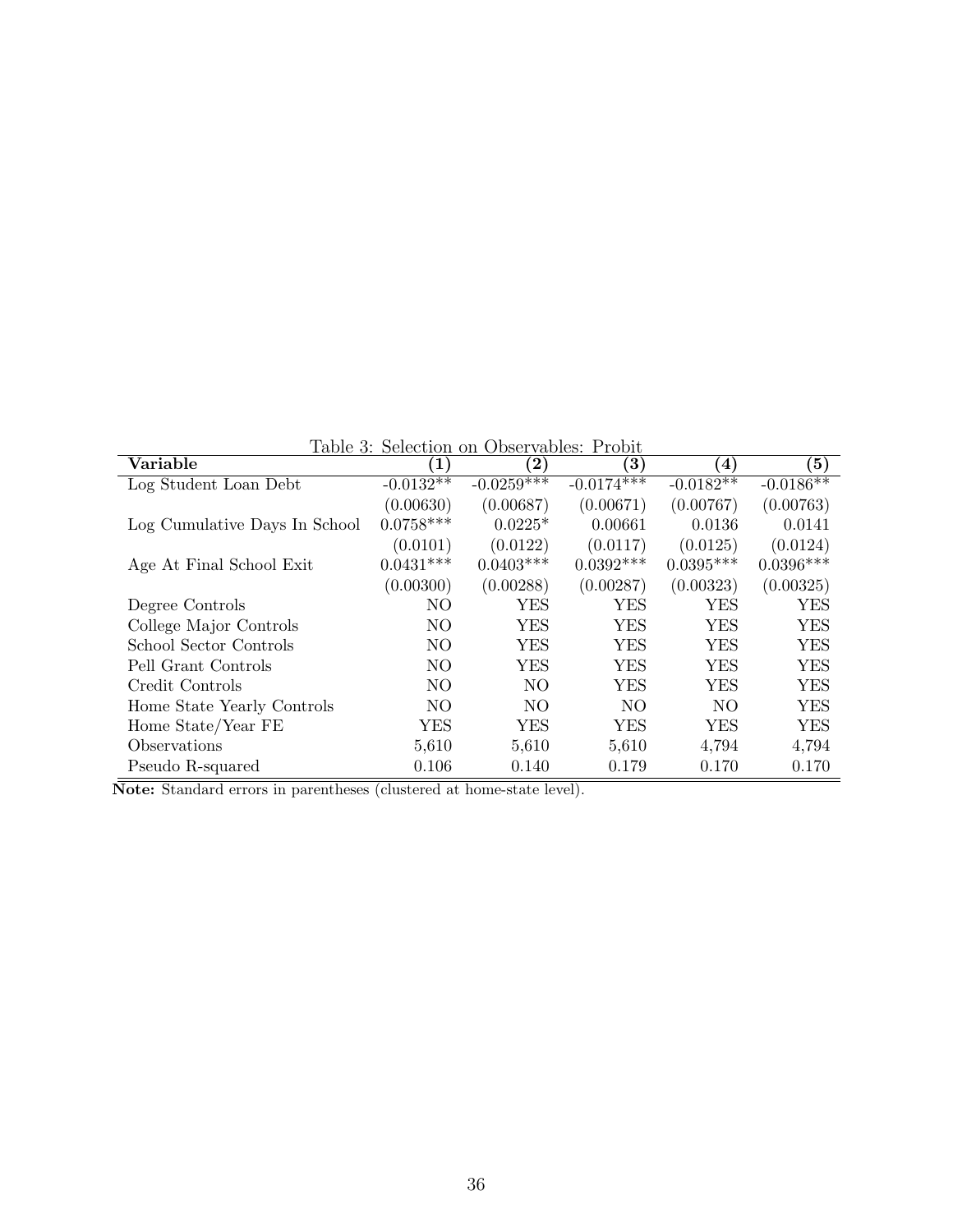Table 3: Selection on Observables: Probit

| Variable | (1) | (2) | (3) | (4) | (5) |
|---|---|---|---|---|---|
| Log Student Loan Debt | -0.0132** | -0.0259*** | -0.0174*** | -0.0182** | -0.0186** |
| | (0.00630) | (0.00687) | (0.00671) | (0.00767) | (0.00763) |
| Log Cumulative Days In School | 0.0758*** | 0.0225* | 0.00661 | 0.0136 | 0.0141 |
| | (0.0101) | (0.0122) | (0.0117) | (0.0125) | (0.0124) |
| Age At Final School Exit | 0.0431*** | 0.0403*** | 0.0392*** | 0.0395*** | 0.0396*** |
| | (0.00300) | (0.00288) | (0.00287) | (0.00323) | (0.00325) |
| Degree Controls | NO | YES | YES | YES | YES |
| College Major Controls | NO | YES | YES | YES | YES |
| School Sector Controls | NO | YES | YES | YES | YES |
| Pell Grant Controls | NO | YES | YES | YES | YES |
| Credit Controls | NO | NO | YES | YES | YES |
| Home State Yearly Controls | NO | NO | NO | NO | YES |
| Home State/Year FE | YES | YES | YES | YES | YES |
| Observations | 5,610 | 5,610 | 5,610 | 4,794 | 4,794 |
| Pseudo R-squared | 0.106 | 0.140 | 0.179 | 0.170 | 0.170 |

**Note:** Standard errors in parentheses (clustered at home-state level).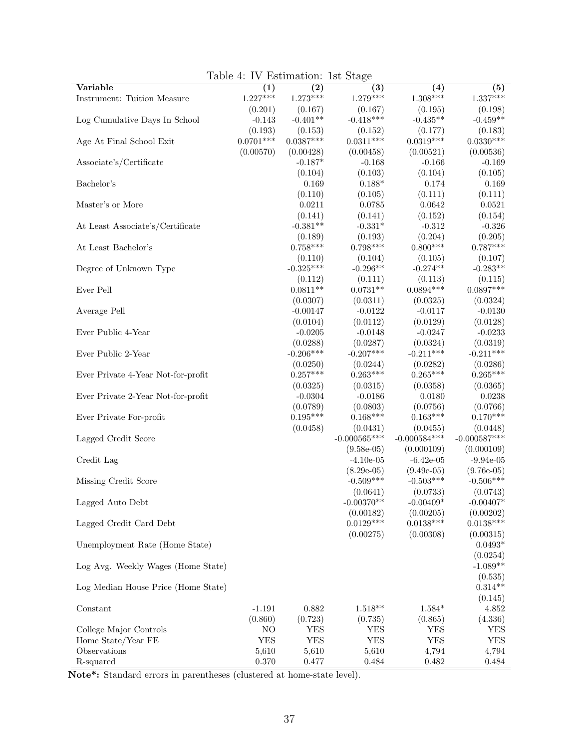Table 4: IV Estimation: 1st Stage

| Variable | (1) | (2) | (3) | (4) | (5) |
|---|---|---|---|---|---|
| Instrument: Tuition Measure | 1.227*** | 1.273*** | 1.279*** | 1.308*** | 1.337*** |
| | (0.201) | (0.167) | (0.167) | (0.195) | (0.198) |
| Log Cumulative Days In School | -0.143 | -0.401** | -0.418*** | -0.435** | -0.459** |
| | (0.193) | (0.153) | (0.152) | (0.177) | (0.183) |
| Age At Final School Exit | 0.0701*** | 0.0387*** | 0.0311*** | 0.0319*** | 0.0330*** |
| | (0.00570) | (0.00428) | (0.00458) | (0.00521) | (0.00536) |
| Associate's/Certificate | | -0.187* | -0.168 | -0.166 | -0.169 |
| | | (0.104) | (0.103) | (0.104) | (0.105) |
| Bachelor's | | 0.169 | 0.188* | 0.174 | 0.169 |
| | | (0.110) | (0.105) | (0.111) | (0.111) |
| Master's or More | | 0.0211 | 0.0785 | 0.0642 | 0.0521 |
| | | (0.141) | (0.141) | (0.152) | (0.154) |
| At Least Associate's/Certificate | | -0.381** | -0.331* | -0.312 | -0.326 |
| | | (0.189) | (0.193) | (0.204) | (0.205) |
| At Least Bachelor's | | 0.758*** | 0.798*** | 0.800*** | 0.787*** |
| | | (0.110) | (0.104) | (0.105) | (0.107) |
| Degree of Unknown Type | | -0.325*** | -0.296** | -0.274** | -0.283** |
| | | (0.112) | (0.111) | (0.113) | (0.115) |
| Ever Pell | | 0.0811** | 0.0731** | 0.0894*** | 0.0897*** |
| | | (0.0307) | (0.0311) | (0.0325) | (0.0324) |
| Average Pell | | -0.00147 | -0.0122 | -0.0117 | -0.0130 |
| | | (0.0104) | (0.0112) | (0.0129) | (0.0128) |
| Ever Public 4-Year | | -0.0205 | -0.0148 | -0.0247 | -0.0233 |
| | | (0.0288) | (0.0287) | (0.0324) | (0.0319) |
| Ever Public 2-Year | | -0.206*** | -0.207*** | -0.211*** | -0.211*** |
| | | (0.0250) | (0.0244) | (0.0282) | (0.0286) |
| Ever Private 4-Year Not-for-profit | | 0.257*** | 0.263*** | 0.265*** | 0.265*** |
| | | (0.0325) | (0.0315) | (0.0358) | (0.0365) |
| Ever Private 2-Year Not-for-profit | | -0.0304 | -0.0186 | 0.0180 | 0.0238 |
| | | (0.0789) | (0.0803) | (0.0756) | (0.0766) |
| Ever Private For-profit | | 0.195*** | 0.168*** | 0.163*** | 0.170*** |
| | | (0.0458) | (0.0431) | (0.0455) | (0.0448) |
| Lagged Credit Score | | | -0.000565*** | -0.000584*** | -0.000587*** |
| | | | (9.58e-05) | (0.000109) | (0.000109) |
| Credit Lag | | | -4.10e-05 | -6.42e-05 | -9.94e-05 |
| | | | (8.29e-05) | (9.49e-05) | (9.76e-05) |
| Missing Credit Score | | | -0.509*** | -0.503*** | -0.506*** |
| | | | (0.0641) | (0.0733) | (0.0743) |
| Lagged Auto Debt | | | -0.00370** | -0.00409* | -0.00407* |
| | | | (0.00182) | (0.00205) | (0.00202) |
| Lagged Credit Card Debt | | | 0.0129*** | 0.0138*** | 0.0138*** |
| | | | (0.00275) | (0.00308) | (0.00315) |
| Unemployment Rate (Home State) | | | | | 0.0493* |
| | | | | | (0.0254) |
| Log Avg. Weekly Wages (Home State) | | | | | -1.089** |
| | | | | | (0.535) |
| Log Median House Price (Home State) | | | | | 0.314** |
| | | | | | (0.145) |
| Constant | -1.191 | 0.882 | 1.518** | 1.584* | 4.852 |
| | (0.860) | (0.723) | (0.735) | (0.865) | (4.336) |
| College Major Controls | NO | YES | YES | YES | YES |
| Home State/Year FE | YES | YES | YES | YES | YES |
| Observations | 5,610 | 5,610 | 5,610 | 4,794 | 4,794 |
| R-squared | 0.370 | 0.477 | 0.484 | 0.482 | 0.484 |

**Note*:** Standard errors in parentheses (clustered at home-state level).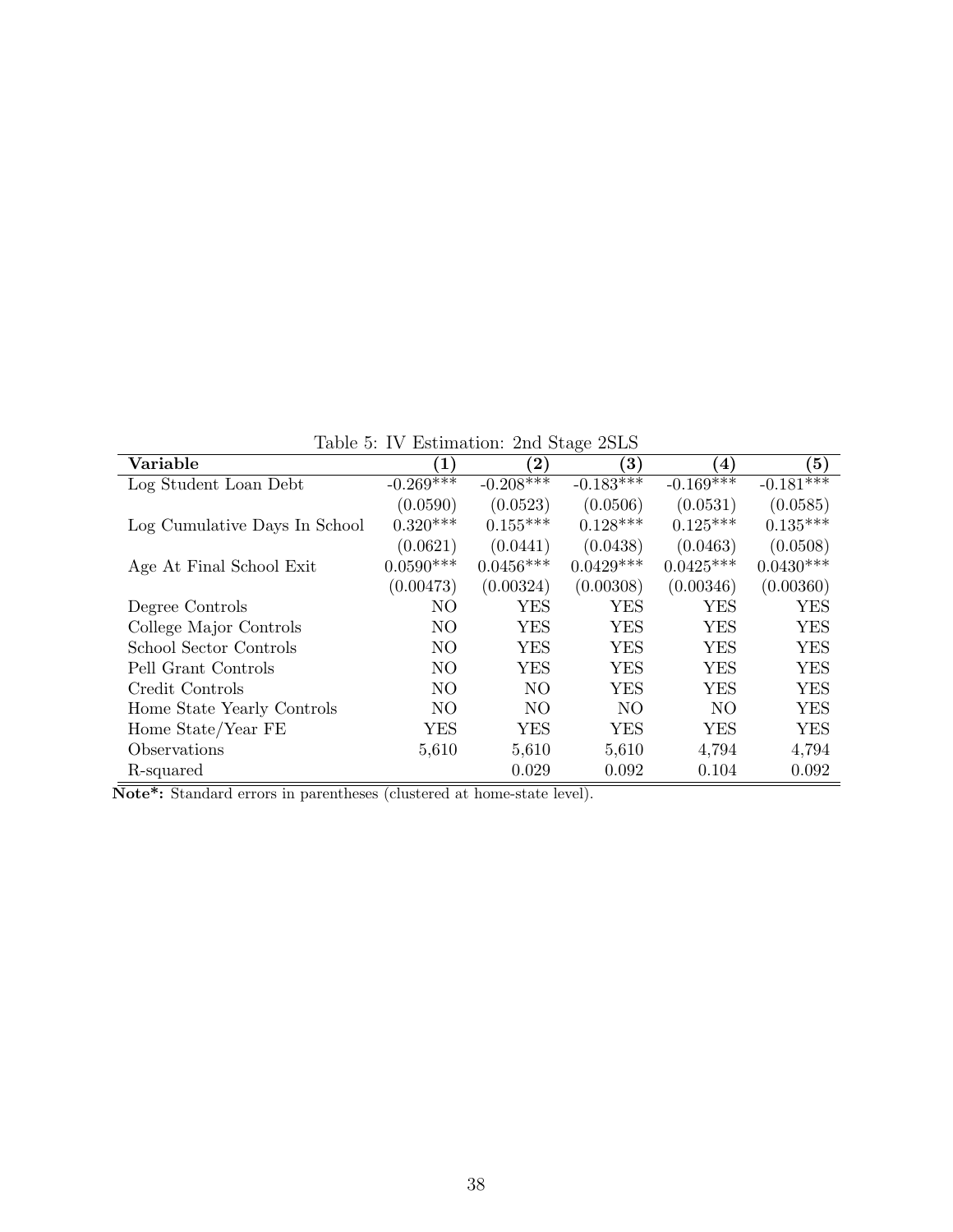Table 5: IV Estimation: 2nd Stage 2SLS

| Variable | (1) | (2) | (3) | (4) | (5) |
|---|---|---|---|---|---|
| Log Student Loan Debt | -0.269*** | -0.208*** | -0.183*** | -0.169*** | -0.181*** |
| | (0.0590) | (0.0523) | (0.0506) | (0.0531) | (0.0585) |
| Log Cumulative Days In School | 0.320*** | 0.155*** | 0.128*** | 0.125*** | 0.135*** |
| | (0.0621) | (0.0441) | (0.0438) | (0.0463) | (0.0508) |
| Age At Final School Exit | 0.0590*** | 0.0456*** | 0.0429*** | 0.0425*** | 0.0430*** |
| | (0.00473) | (0.00324) | (0.00308) | (0.00346) | (0.00360) |
| Degree Controls | NO | YES | YES | YES | YES |
| College Major Controls | NO | YES | YES | YES | YES |
| School Sector Controls | NO | YES | YES | YES | YES |
| Pell Grant Controls | NO | YES | YES | YES | YES |
| Credit Controls | NO | NO | YES | YES | YES |
| Home State Yearly Controls | NO | NO | NO | NO | YES |
| Home State/Year FE | YES | YES | YES | YES | YES |
| Observations | 5,610 | 5,610 | 5,610 | 4,794 | 4,794 |
| R-squared | | 0.029 | 0.092 | 0.104 | 0.092 |

**Note*:** Standard errors in parentheses (clustered at home-state level).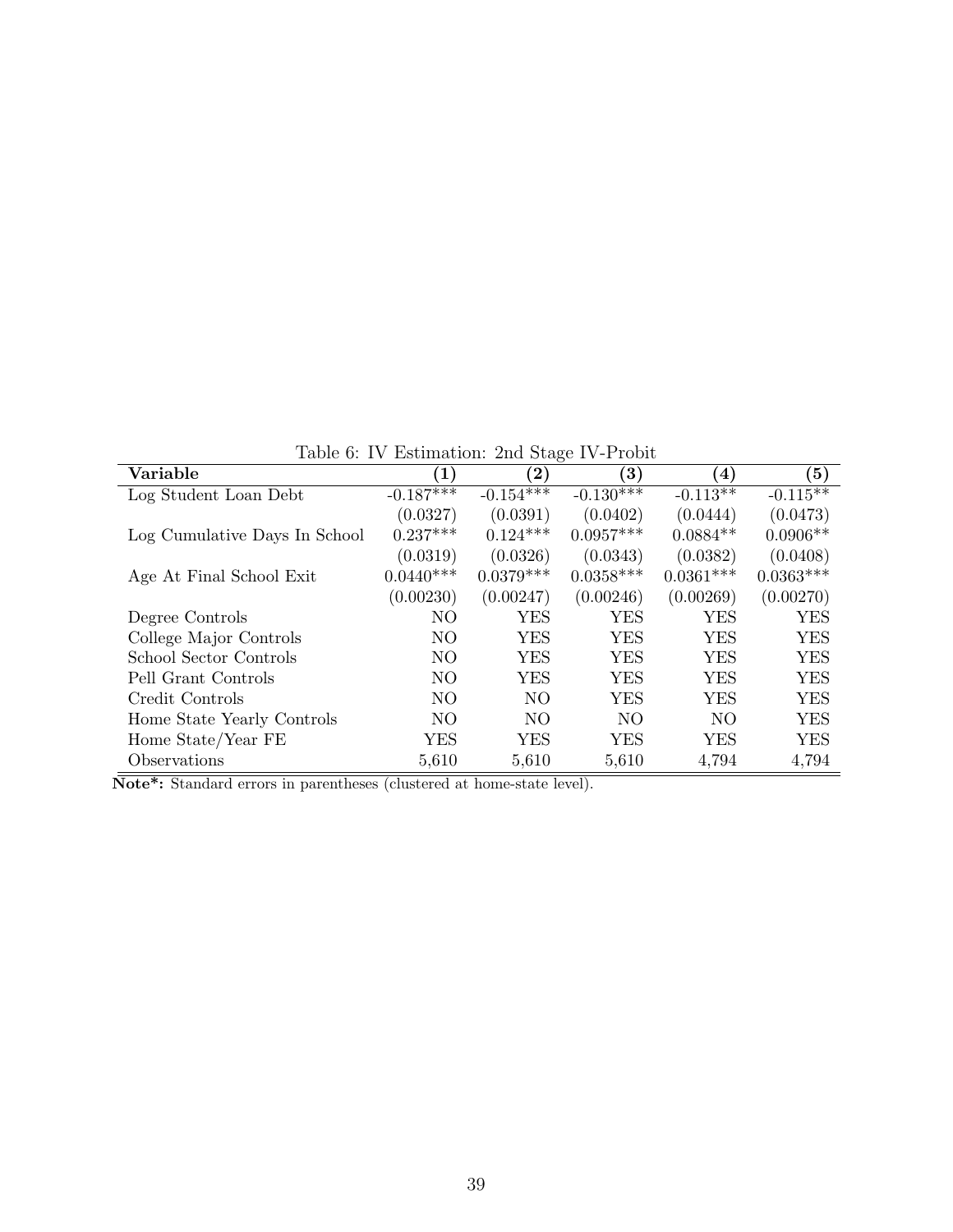Table 6: IV Estimation: 2nd Stage IV-Probit

| **Variable** | **(1)** | **(2)** | **(3)** | **(4)** | **(5)** |
|---|---|---|---|---|---|
| Log Student Loan Debt | -0.187*** | -0.154*** | -0.130*** | -0.113** | -0.115** |
| | (0.0327) | (0.0391) | (0.0402) | (0.0444) | (0.0473) |
| Log Cumulative Days In School | 0.237*** | 0.124*** | 0.0957*** | 0.0884** | 0.0906** |
| | (0.0319) | (0.0326) | (0.0343) | (0.0382) | (0.0408) |
| Age At Final School Exit | 0.0440*** | 0.0379*** | 0.0358*** | 0.0361*** | 0.0363*** |
| | (0.00230) | (0.00247) | (0.00246) | (0.00269) | (0.00270) |
| Degree Controls | NO | YES | YES | YES | YES |
| College Major Controls | NO | YES | YES | YES | YES |
| School Sector Controls | NO | YES | YES | YES | YES |
| Pell Grant Controls | NO | YES | YES | YES | YES |
| Credit Controls | NO | NO | YES | YES | YES |
| Home State Yearly Controls | NO | NO | NO | NO | YES |
| Home State/Year FE | YES | YES | YES | YES | YES |
| Observations | 5,610 | 5,610 | 5,610 | 4,794 | 4,794 |

**Note*:** Standard errors in parentheses (clustered at home-state level).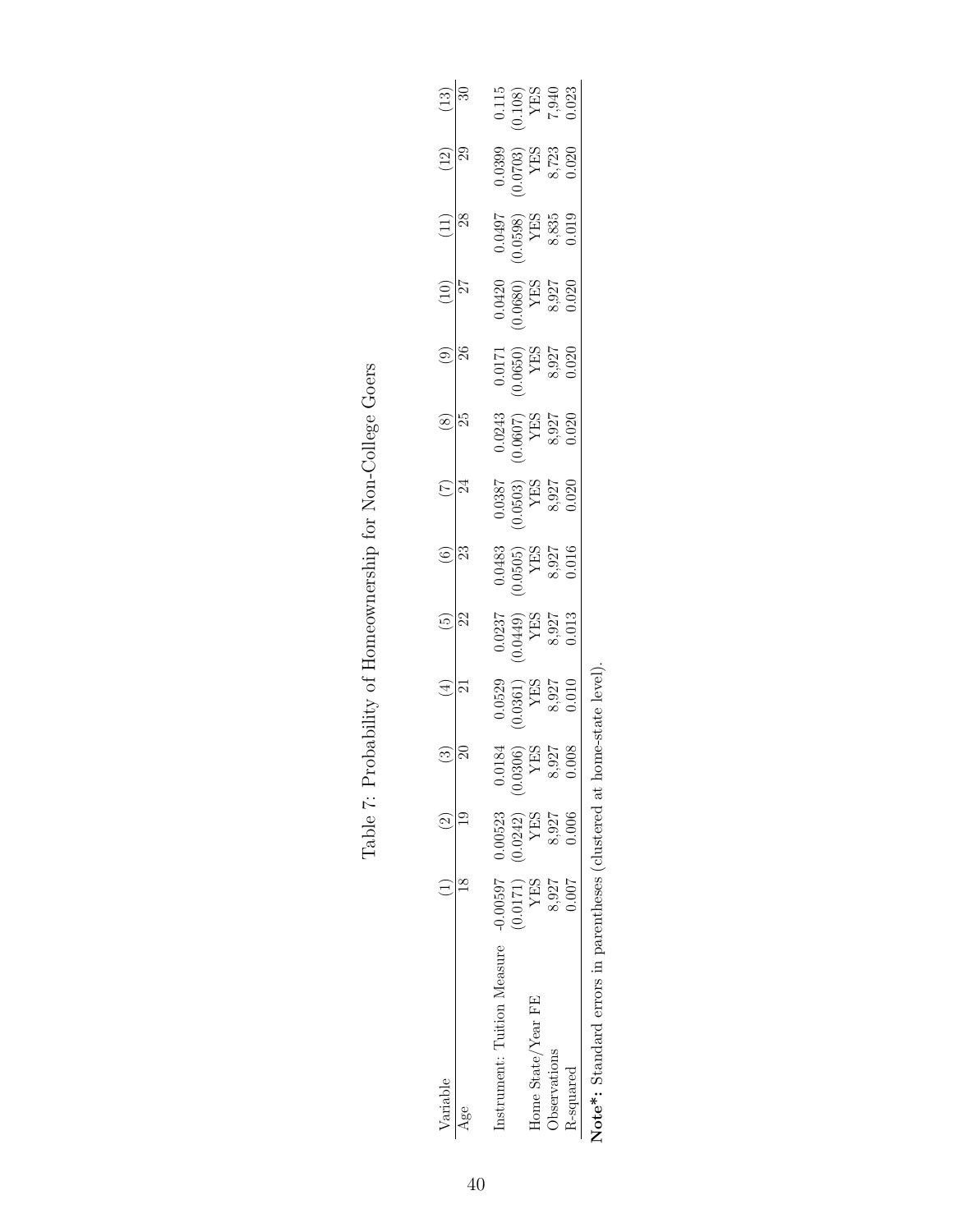## Table 7: Probability of Homeownership for Non-College Goers

| Variable | (1) | (2) | (3) | (4) | (5) | (6) | (7) | (8) | (9) | (10) | (11) | (12) | (13) |
|---|---|---|---|---|---|---|---|---|---|---|---|---|---|
| Age | 18 | 19 | 20 | 21 | 22 | 23 | 24 | 25 | 26 | 27 | 28 | 29 | 30 |
| Instrument: Tuition Measure | -0.00597 | 0.00523 | 0.0184 | 0.0529 | 0.0237 | 0.0483 | 0.0387 | 0.0243 | 0.0171 | 0.0420 | 0.0497 | 0.0399 | 0.115 |
| | (0.0171) | (0.0242) | (0.0306) | (0.0361) | (0.0449) | (0.0505) | (0.0503) | (0.0607) | (0.0650) | (0.0680) | (0.0598) | (0.0703) | (0.108) |
| Home State/Year FE | YES | YES | YES | YES | YES | YES | YES | YES | YES | YES | YES | YES | YES |
| Observations | 8,927 | 8,927 | 8,927 | 8,927 | 8,927 | 8,927 | 8,927 | 8,927 | 8,927 | 8,927 | 8,835 | 8,723 | 7,940 |
| R-squared | 0.007 | 0.006 | 0.008 | 0.010 | 0.013 | 0.016 | 0.020 | 0.020 | 0.020 | 0.020 | 0.019 | 0.020 | 0.023 |

**Note*:** Standard errors in parentheses (clustered at home-state level).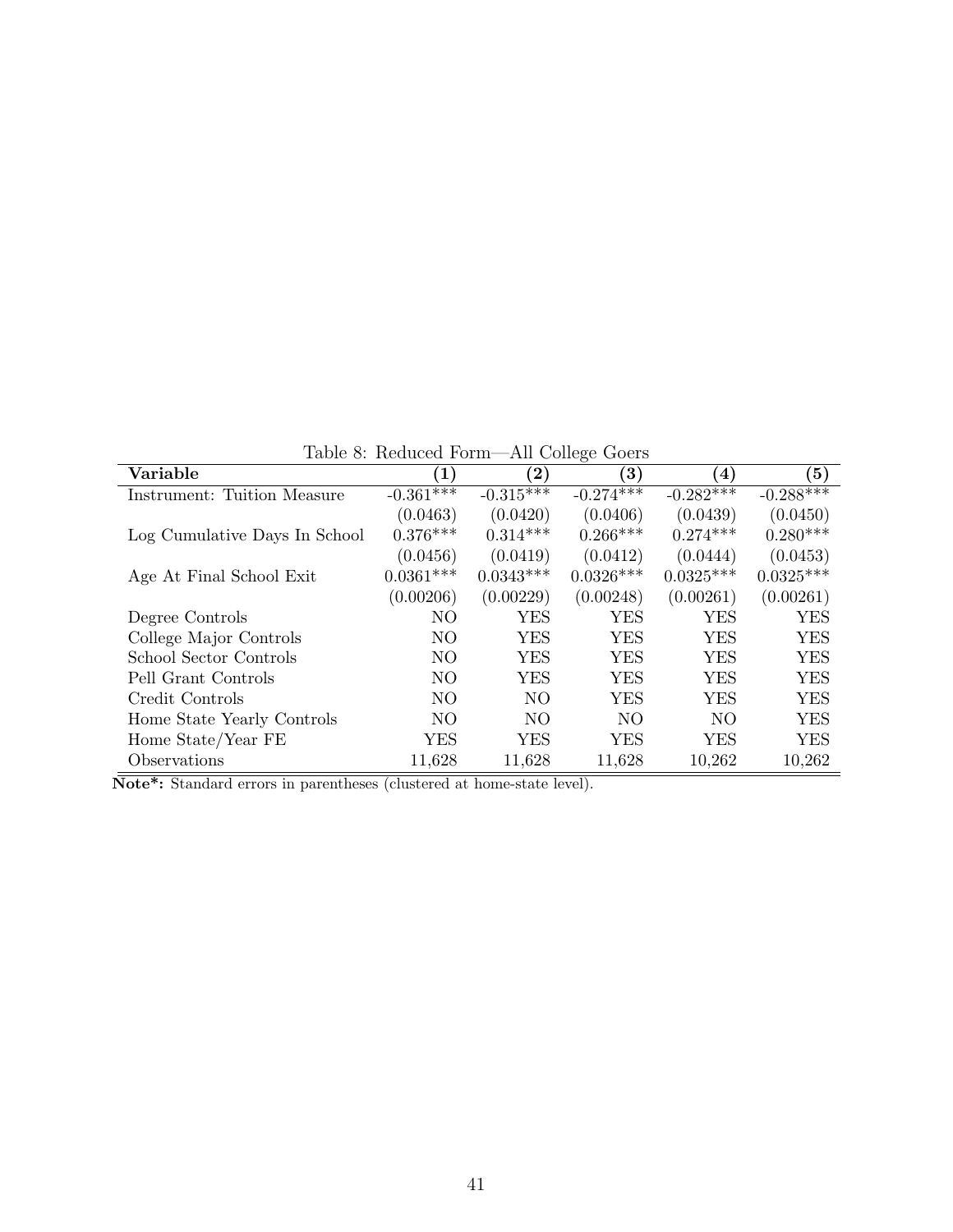Table 8: Reduced Form—All College Goers

| **Variable** | **(1)** | **(2)** | **(3)** | **(4)** | **(5)** |
|---|---|---|---|---|---|
| Instrument: Tuition Measure | -0.361*** | -0.315*** | -0.274*** | -0.282*** | -0.288*** |
| | (0.0463) | (0.0420) | (0.0406) | (0.0439) | (0.0450) |
| Log Cumulative Days In School | 0.376*** | 0.314*** | 0.266*** | 0.274*** | 0.280*** |
| | (0.0456) | (0.0419) | (0.0412) | (0.0444) | (0.0453) |
| Age At Final School Exit | 0.0361*** | 0.0343*** | 0.0326*** | 0.0325*** | 0.0325*** |
| | (0.00206) | (0.00229) | (0.00248) | (0.00261) | (0.00261) |
| Degree Controls | NO | YES | YES | YES | YES |
| College Major Controls | NO | YES | YES | YES | YES |
| School Sector Controls | NO | YES | YES | YES | YES |
| Pell Grant Controls | NO | YES | YES | YES | YES |
| Credit Controls | NO | NO | YES | YES | YES |
| Home State Yearly Controls | NO | NO | NO | NO | YES |
| Home State/Year FE | YES | YES | YES | YES | YES |
| Observations | 11,628 | 11,628 | 11,628 | 10,262 | 10,262 |

**Note*:** Standard errors in parentheses (clustered at home-state level).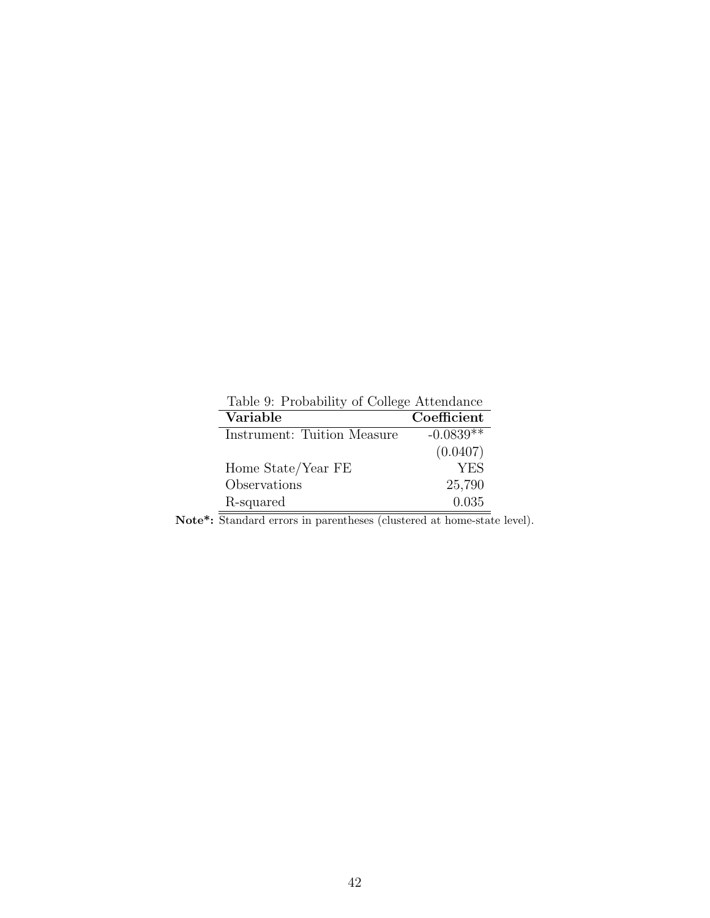Table 9: Probability of College Attendance

| **Variable** | **Coefficient** |
| --- | --- |
| Instrument: Tuition Measure | -0.0839** |
| | (0.0407) |
| Home State/Year FE | YES |
| Observations | 25,790 |
| R-squared | 0.035 |

**Note*:** Standard errors in parentheses (clustered at home-state level).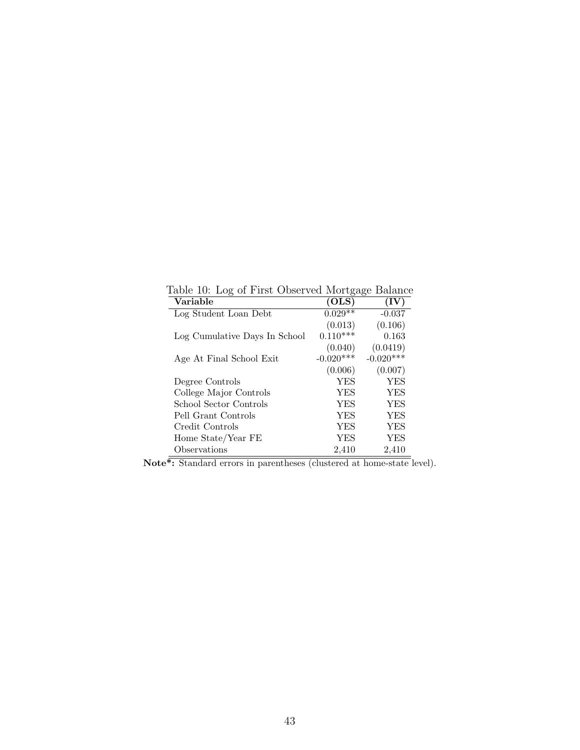Table 10: Log of First Observed Mortgage Balance

| Variable | (OLS) | (IV) |
|---|---|---|
| Log Student Loan Debt | 0.029** | -0.037 |
| | (0.013) | (0.106) |
| Log Cumulative Days In School | 0.110*** | 0.163 |
| | (0.040) | (0.0419) |
| Age At Final School Exit | -0.020*** | -0.020*** |
| | (0.006) | (0.007) |
| Degree Controls | YES | YES |
| College Major Controls | YES | YES |
| School Sector Controls | YES | YES |
| Pell Grant Controls | YES | YES |
| Credit Controls | YES | YES |
| Home State/Year FE | YES | YES |
| Observations | 2,410 | 2,410 |

**Note*:** Standard errors in parentheses (clustered at home-state level).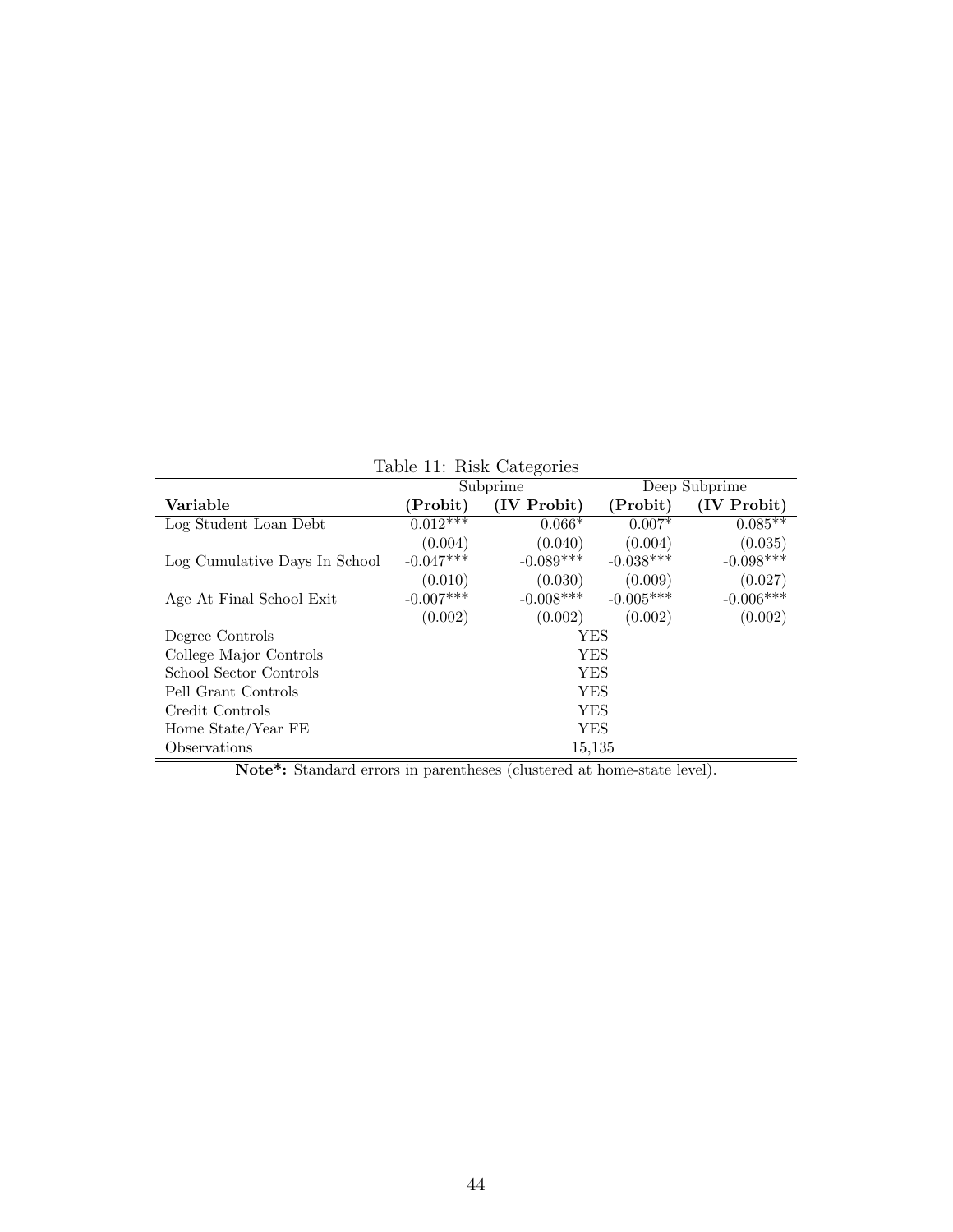Table 11: Risk Categories

| | Subprime | | Deep Subprime | |
|---|---|---|---|---|
| **Variable** | **(Probit)** | **(IV Probit)** | **(Probit)** | **(IV Probit)** |
| Log Student Loan Debt | 0.012*** | 0.066* | 0.007* | 0.085** |
| | (0.004) | (0.040) | (0.004) | (0.035) |
| Log Cumulative Days In School | -0.047*** | -0.089*** | -0.038*** | -0.098*** |
| | (0.010) | (0.030) | (0.009) | (0.027) |
| Age At Final School Exit | -0.007*** | -0.008*** | -0.005*** | -0.006*** |
| | (0.002) | (0.002) | (0.002) | (0.002) |
| Degree Controls | YES | | | |
| College Major Controls | YES | | | |
| School Sector Controls | YES | | | |
| Pell Grant Controls | YES | | | |
| Credit Controls | YES | | | |
| Home State/Year FE | YES | | | |
| Observations | 15,135 | | | |

**Note*:** Standard errors in parentheses (clustered at home-state level).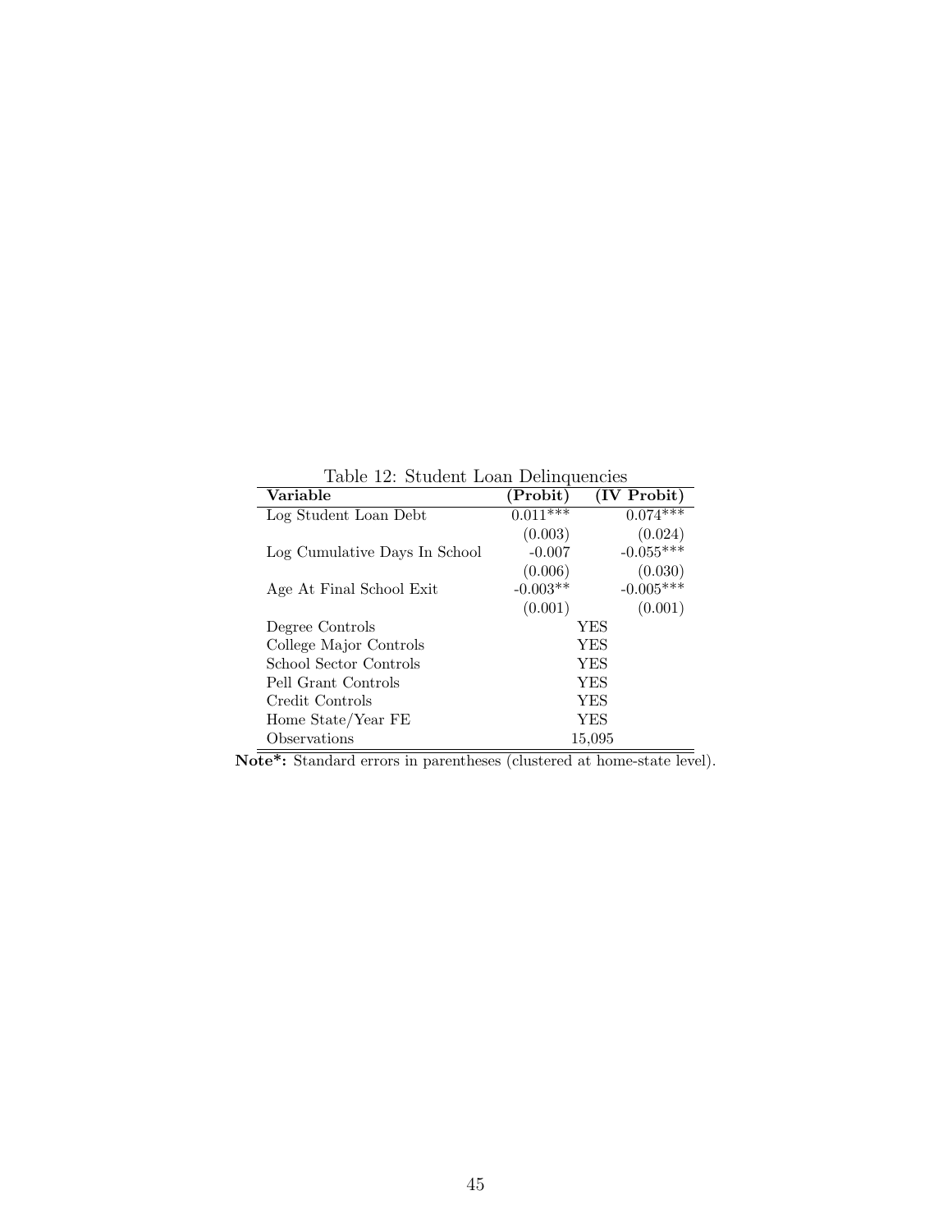Table 12: Student Loan Delinquencies

| Variable | (Probit) | (IV Probit) |
|---|---|---|
| Log Student Loan Debt | 0.011*** | 0.074*** |
| | (0.003) | (0.024) |
| Log Cumulative Days In School | -0.007 | -0.055*** |
| | (0.006) | (0.030) |
| Age At Final School Exit | -0.003** | -0.005*** |
| | (0.001) | (0.001) |
| Degree Controls | YES | |
| College Major Controls | YES | |
| School Sector Controls | YES | |
| Pell Grant Controls | YES | |
| Credit Controls | YES | |
| Home State/Year FE | YES | |
| Observations | 15,095 | |

**Note*:** Standard errors in parentheses (clustered at home-state level).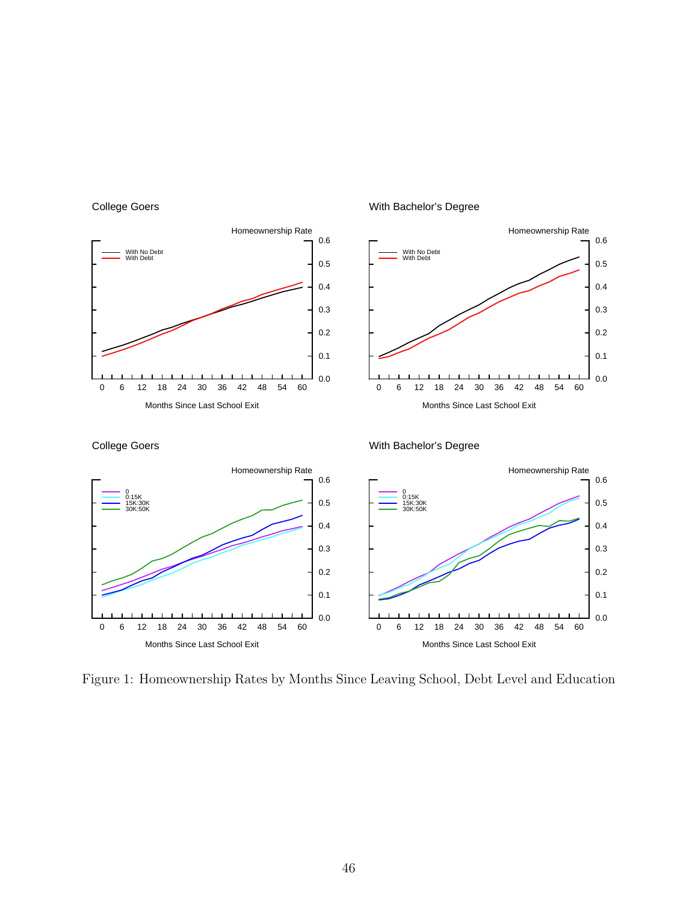College Goers

With Bachelor's Degree

Homeownership Rate

With No Debt
With Debt

Months Since Last School Exit

College Goers

With Bachelor's Degree

Homeownership Rate

0
0:15K
15K:30K
30K:50K

Months Since Last School Exit

Figure 1: Homeownership Rates by Months Since Leaving School, Debt Level and Education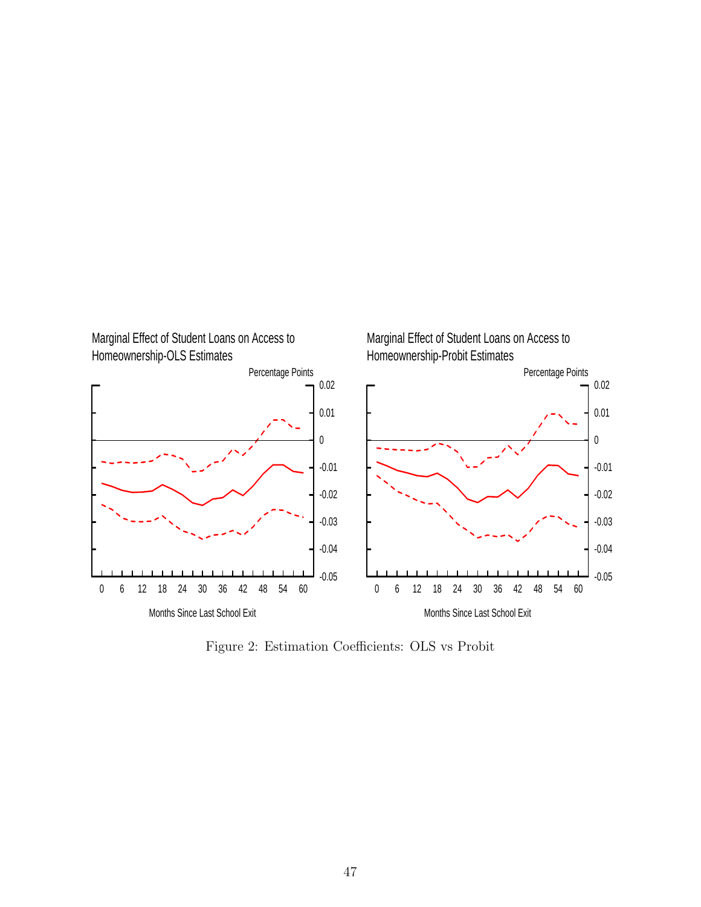Marginal Effect of Student Loans on Access to Homeownership-OLS Estimates

Percentage Points

0.02
0.01
0
-0.01
-0.02
-0.03
-0.04
-0.05

0 6 12 18 24 30 36 42 48 54 60

Months Since Last School Exit

Marginal Effect of Student Loans on Access to Homeownership-Probit Estimates

Percentage Points

0.02
0.01
0
-0.01
-0.02
-0.03
-0.04
-0.05

0 6 12 18 24 30 36 42 48 54 60

Months Since Last School Exit

Figure 2: Estimation Coefficients: OLS vs Probit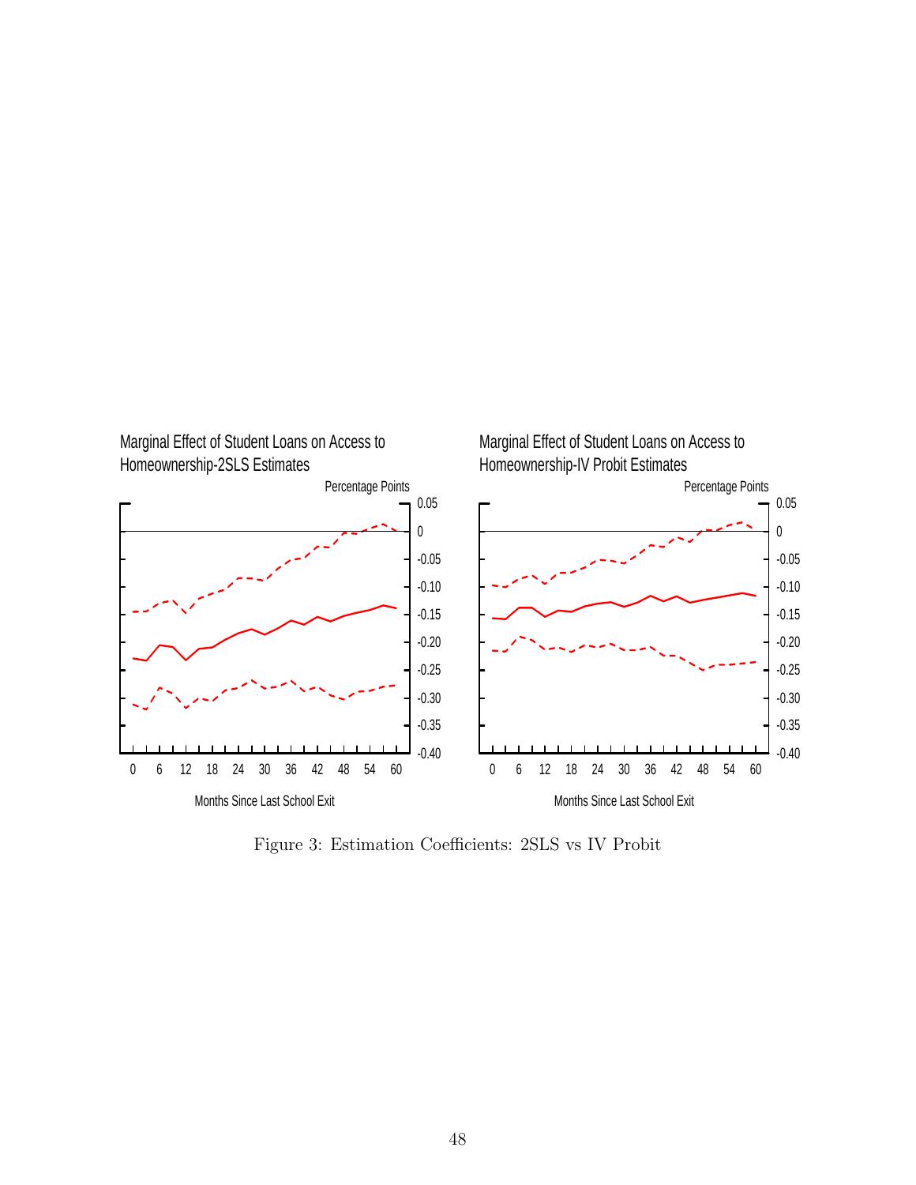Marginal Effect of Student Loans on Access to Homeownership-2SLS Estimates

Percentage Points

Months Since Last School Exit

Marginal Effect of Student Loans on Access to Homeownership-IV Probit Estimates

Percentage Points

Months Since Last School Exit

Figure 3: Estimation Coefficients: 2SLS vs IV Probit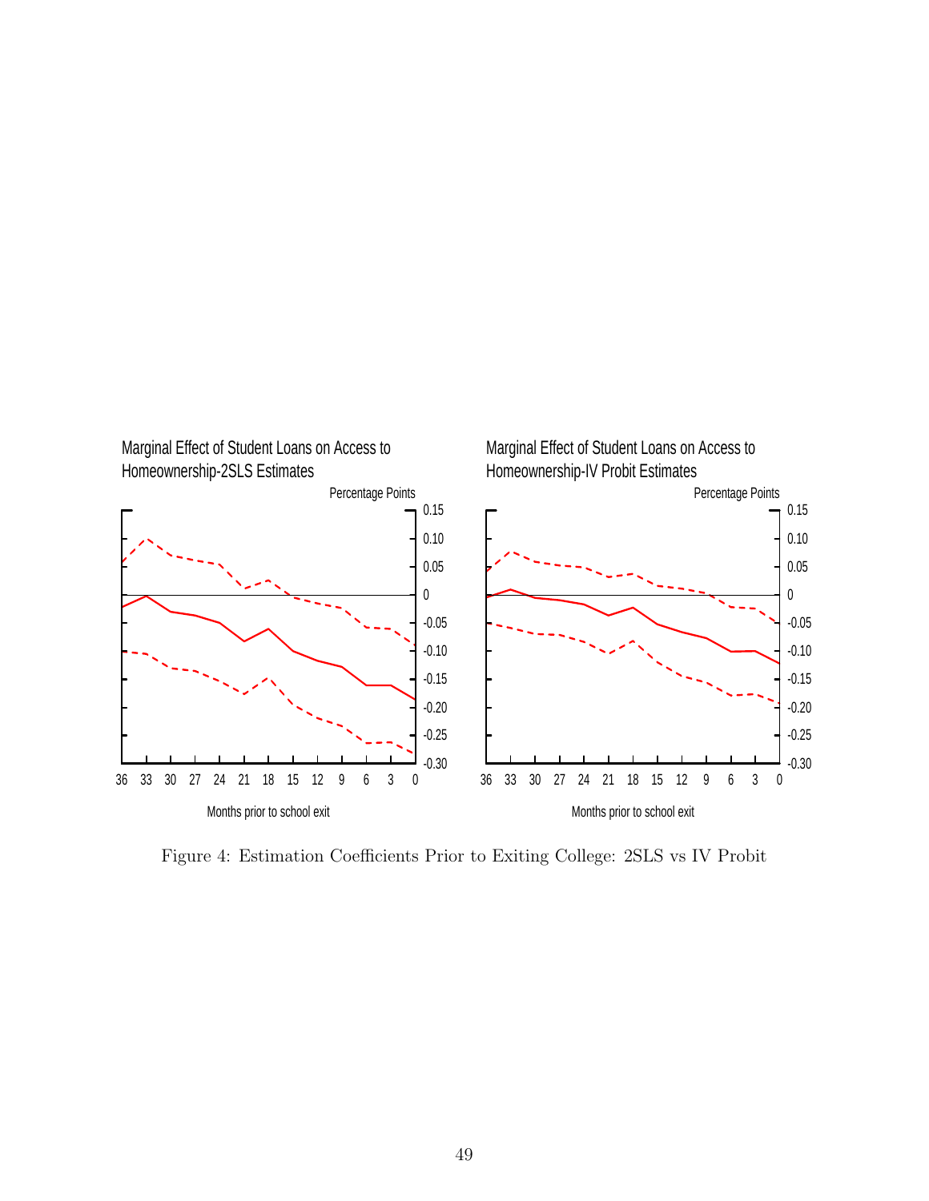Marginal Effect of Student Loans on Access to Homeownership-2SLS Estimates

Percentage Points

Months prior to school exit

Marginal Effect of Student Loans on Access to Homeownership-IV Probit Estimates

Percentage Points

Months prior to school exit

Figure 4: Estimation Coefficients Prior to Exiting College: 2SLS vs IV Probit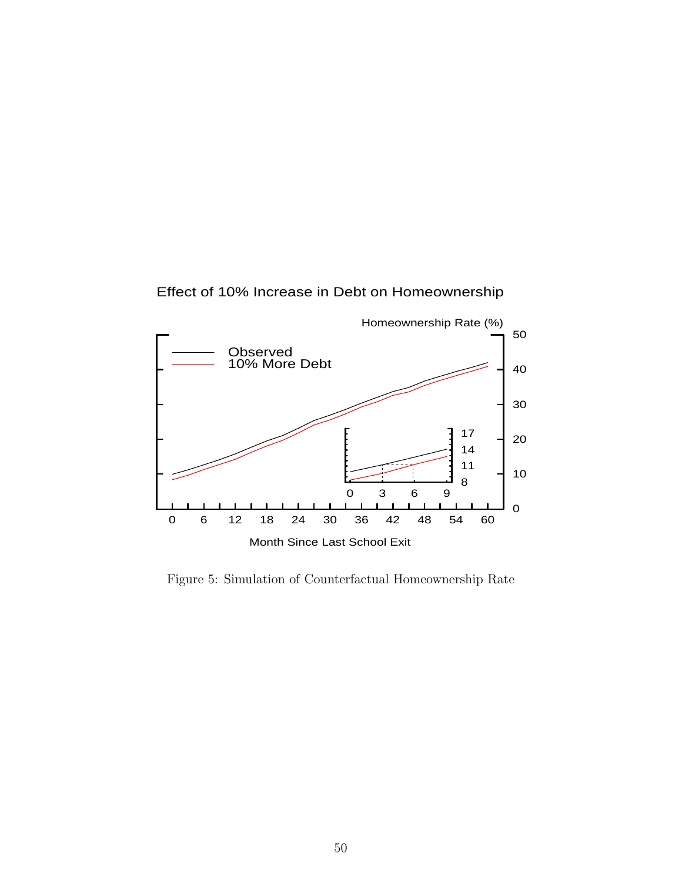Effect of 10% Increase in Debt on Homeownership

Homeownership Rate (%)

50
40
30
20
10
0

Observed
10% More Debt

17
14
11
8

0 3 6 9

0 6 12 18 24 30 36 42 48 54 60

Month Since Last School Exit

Figure 5: Simulation of Counterfactual Homeownership Rate